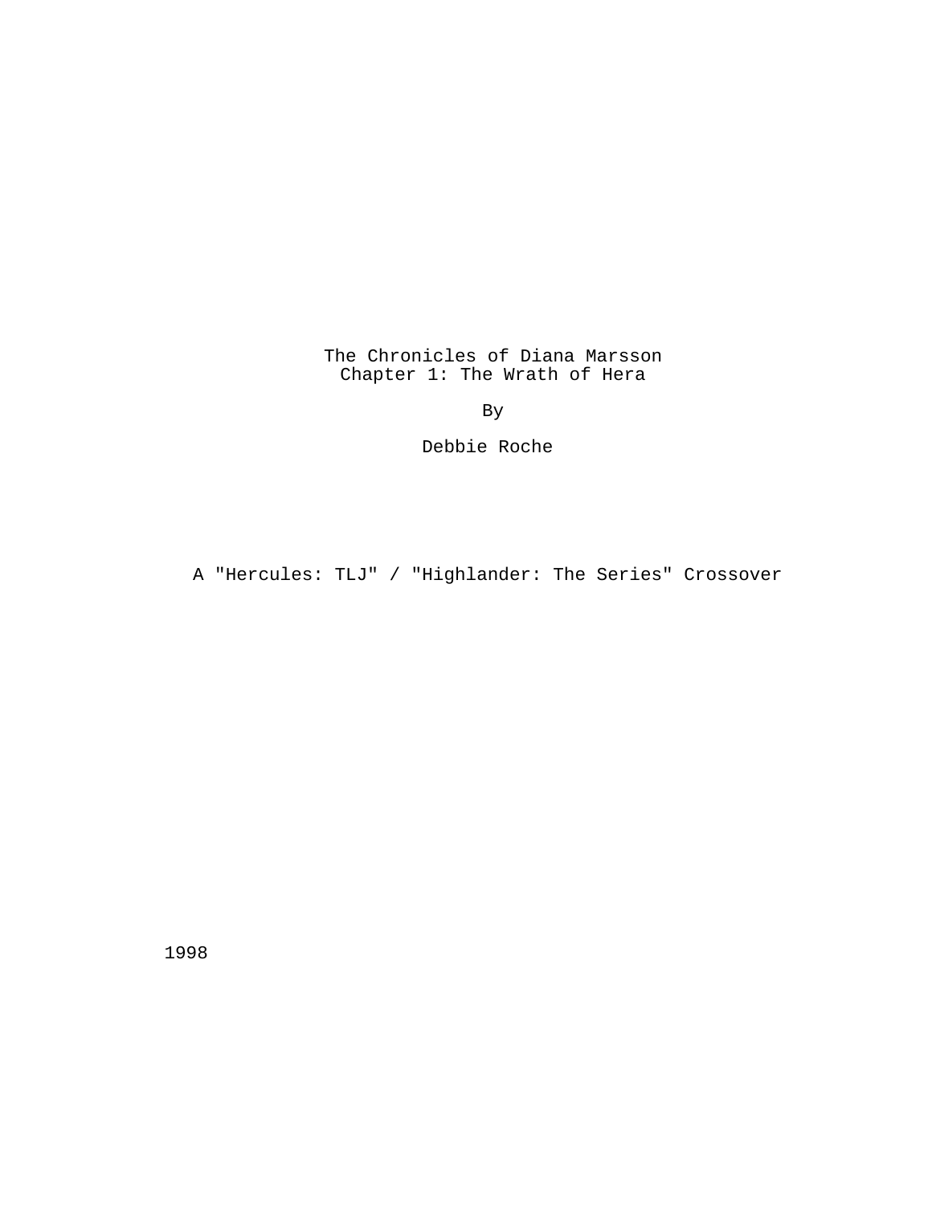# The Chronicles of Diana Marsson
## Chapter 1: The Wrath of Hera

By

Debbie Roche

A "Hercules: TLJ" / "Highlander: The Series" Crossover

1998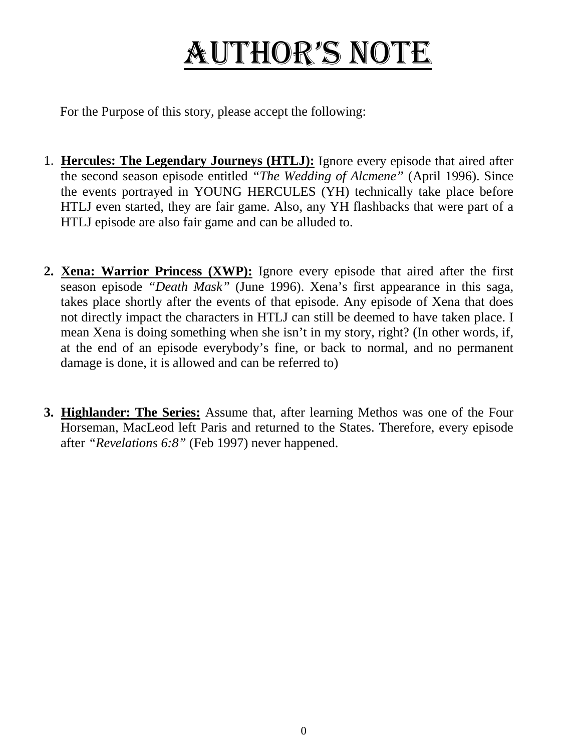# Author's Note

For the Purpose of this story, please accept the following:

1. **Hercules: The Legendary Journeys (HTLJ):** Ignore every episode that aired after the second season episode entitled *"The Wedding of Alcmene"* (April 1996). Since the events portrayed in YOUNG HERCULES (YH) technically take place before HTLJ even started, they are fair game. Also, any YH flashbacks that were part of a HTLJ episode are also fair game and can be alluded to.

2. **Xena: Warrior Princess (XWP):** Ignore every episode that aired after the first season episode *"Death Mask"* (June 1996). Xena's first appearance in this saga, takes place shortly after the events of that episode. Any episode of Xena that does not directly impact the characters in HTLJ can still be deemed to have taken place. I mean Xena is doing something when she isn't in my story, right? (In other words, if, at the end of an episode everybody's fine, or back to normal, and no permanent damage is done, it is allowed and can be referred to)

3. **Highlander: The Series:** Assume that, after learning Methos was one of the Four Horseman, MacLeod left Paris and returned to the States. Therefore, every episode after *"Revelations 6:8"* (Feb 1997) never happened.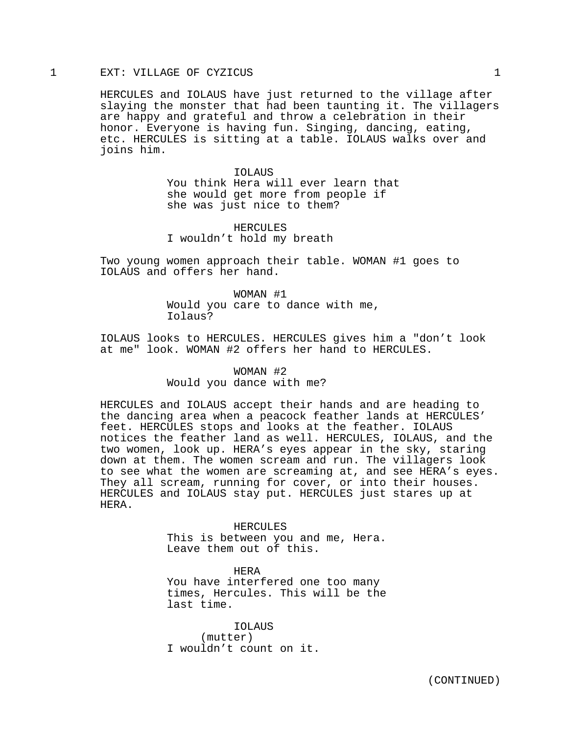1 EXT: VILLAGE OF CYZICUS 1

HERCULES and IOLAUS have just returned to the village after slaying the monster that had been taunting it. The villagers are happy and grateful and throw a celebration in their honor. Everyone is having fun. Singing, dancing, eating, etc. HERCULES is sitting at a table. IOLAUS walks over and joins him.

IOLAUS
You think Hera will ever learn that she would get more from people if she was just nice to them?

HERCULES
I wouldn't hold my breath

Two young women approach their table. WOMAN #1 goes to IOLAUS and offers her hand.

WOMAN #1
Would you care to dance with me, Iolaus?

IOLAUS looks to HERCULES. HERCULES gives him a "don't look at me" look. WOMAN #2 offers her hand to HERCULES.

WOMAN #2
Would you dance with me?

HERCULES and IOLAUS accept their hands and are heading to the dancing area when a peacock feather lands at HERCULES' feet. HERCULES stops and looks at the feather. IOLAUS notices the feather land as well. HERCULES, IOLAUS, and the two women, look up. HERA's eyes appear in the sky, staring down at them. The women scream and run. The villagers look to see what the women are screaming at, and see HERA's eyes. They all scream, running for cover, or into their houses. HERCULES and IOLAUS stay put. HERCULES just stares up at HERA.

HERCULES
This is between you and me, Hera. Leave them out of this.

HERA
You have interfered one too many times, Hercules. This will be the last time.

IOLAUS
(mutter)
I wouldn't count on it.

(CONTINUED)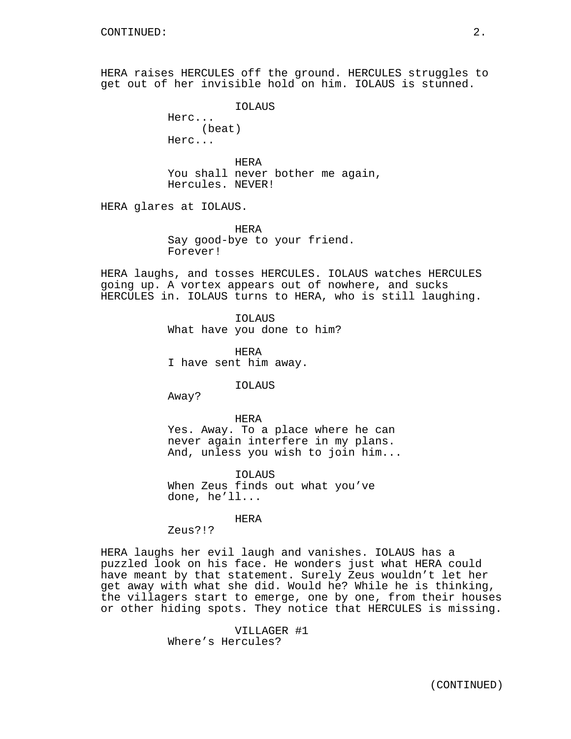HERA raises HERCULES off the ground. HERCULES struggles to get out of her invisible hold on him. IOLAUS is stunned.

IOLAUS
Herc...
(beat)
Herc...

HERA
You shall never bother me again, Hercules. NEVER!

HERA glares at IOLAUS.

HERA
Say good-bye to your friend. Forever!

HERA laughs, and tosses HERCULES. IOLAUS watches HERCULES going up. A vortex appears out of nowhere, and sucks HERCULES in. IOLAUS turns to HERA, who is still laughing.

IOLAUS
What have you done to him?

HERA
I have sent him away.

IOLAUS
Away?

HERA
Yes. Away. To a place where he can never again interfere in my plans. And, unless you wish to join him...

IOLAUS
When Zeus finds out what you've done, he'll...

HERA
Zeus?!?

HERA laughs her evil laugh and vanishes. IOLAUS has a puzzled look on his face. He wonders just what HERA could have meant by that statement. Surely Zeus wouldn't let her get away with what she did. Would he? While he is thinking, the villagers start to emerge, one by one, from their houses or other hiding spots. They notice that HERCULES is missing.

VILLAGER #1
Where's Hercules?

(CONTINUED)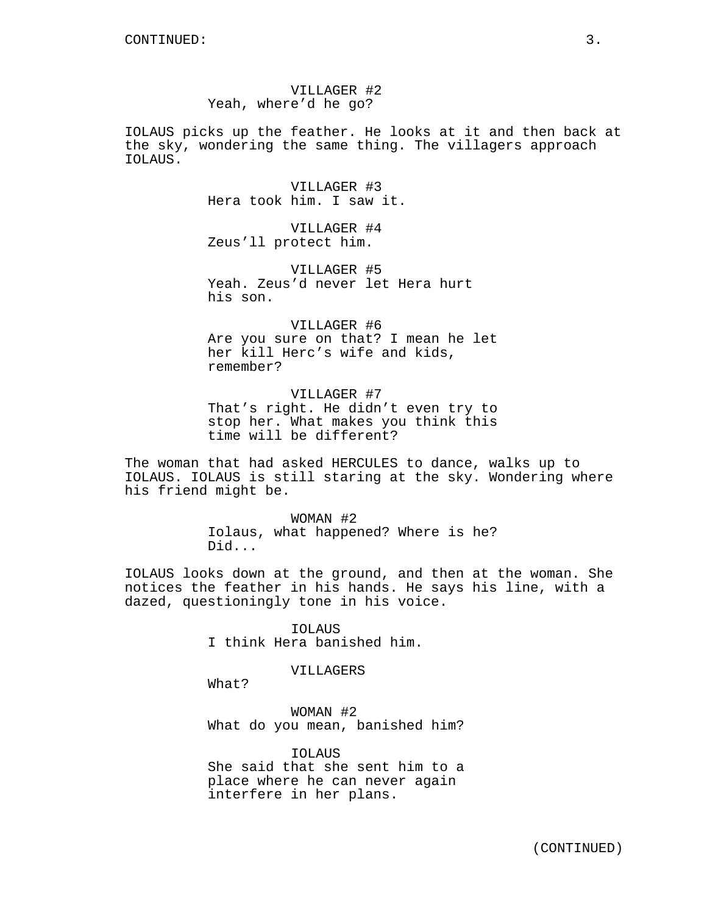VILLAGER #2
Yeah, where'd he go?

IOLAUS picks up the feather. He looks at it and then back at the sky, wondering the same thing. The villagers approach IOLAUS.

VILLAGER #3
Hera took him. I saw it.

VILLAGER #4
Zeus'll protect him.

VILLAGER #5
Yeah. Zeus'd never let Hera hurt his son.

VILLAGER #6
Are you sure on that? I mean he let her kill Herc's wife and kids, remember?

VILLAGER #7
That's right. He didn't even try to stop her. What makes you think this time will be different?

The woman that had asked HERCULES to dance, walks up to IOLAUS. IOLAUS is still staring at the sky. Wondering where his friend might be.

WOMAN #2
Iolaus, what happened? Where is he? Did...

IOLAUS looks down at the ground, and then at the woman. She notices the feather in his hands. He says his line, with a dazed, questioningly tone in his voice.

IOLAUS
I think Hera banished him.

VILLAGERS
What?

WOMAN #2
What do you mean, banished him?

IOLAUS
She said that she sent him to a place where he can never again interfere in her plans.

(CONTINUED)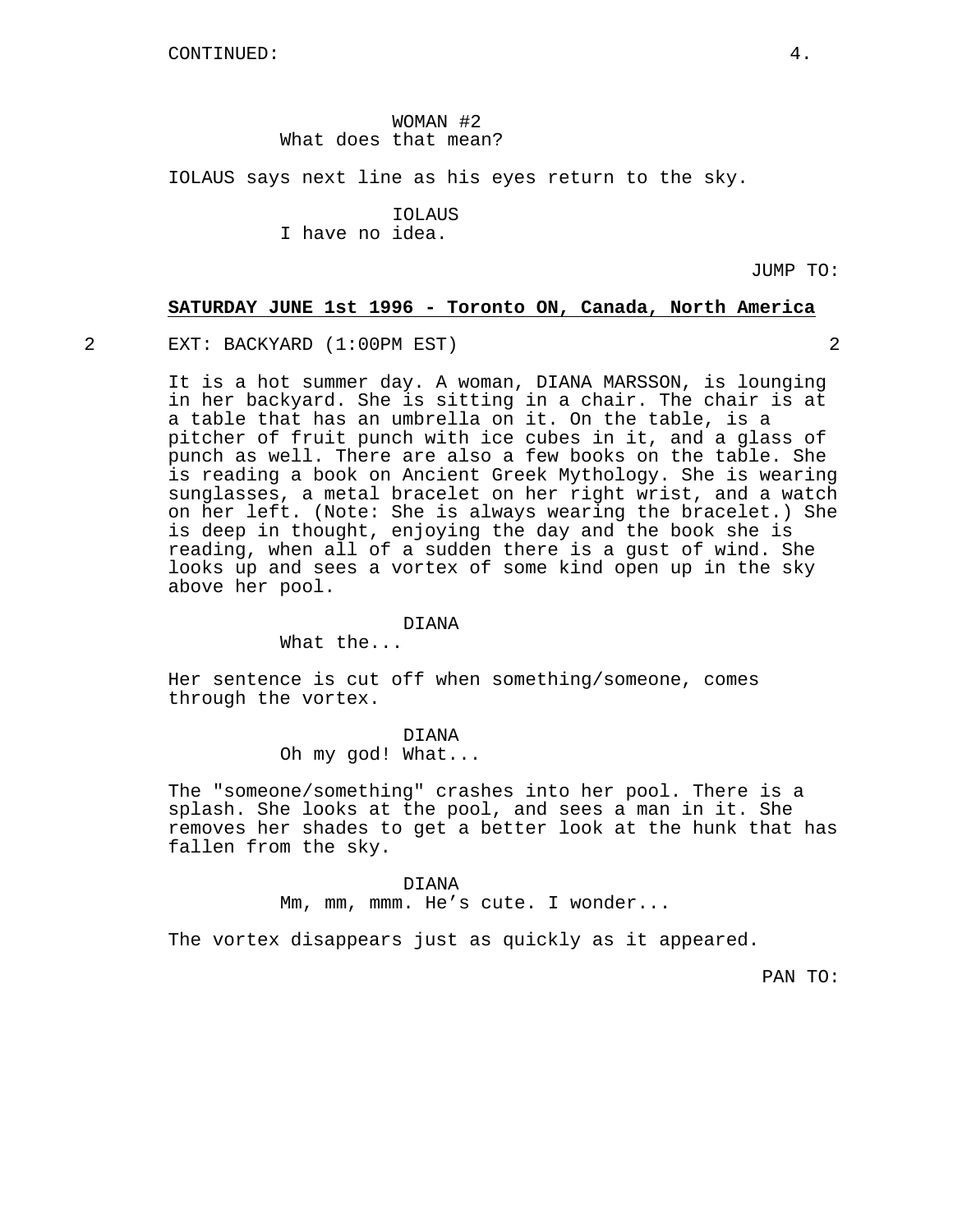CONTINUED:

WOMAN #2
What does that mean?

IOLAUS says next line as his eyes return to the sky.

IOLAUS
I have no idea.

JUMP TO:

**SATURDAY JUNE 1st 1996 - Toronto ON, Canada, North America**

2 EXT: BACKYARD (1:00PM EST) 2

It is a hot summer day. A woman, DIANA MARSSON, is lounging in her backyard. She is sitting in a chair. The chair is at a table that has an umbrella on it. On the table, is a pitcher of fruit punch with ice cubes in it, and a glass of punch as well. There are also a few books on the table. She is reading a book on Ancient Greek Mythology. She is wearing sunglasses, a metal bracelet on her right wrist, and a watch on her left. (Note: She is always wearing the bracelet.) She is deep in thought, enjoying the day and the book she is reading, when all of a sudden there is a gust of wind. She looks up and sees a vortex of some kind open up in the sky above her pool.

DIANA
What the...

Her sentence is cut off when something/someone, comes through the vortex.

DIANA
Oh my god! What...

The "someone/something" crashes into her pool. There is a splash. She looks at the pool, and sees a man in it. She removes her shades to get a better look at the hunk that has fallen from the sky.

DIANA
Mm, mm, mmm. He's cute. I wonder...

The vortex disappears just as quickly as it appeared.

PAN TO: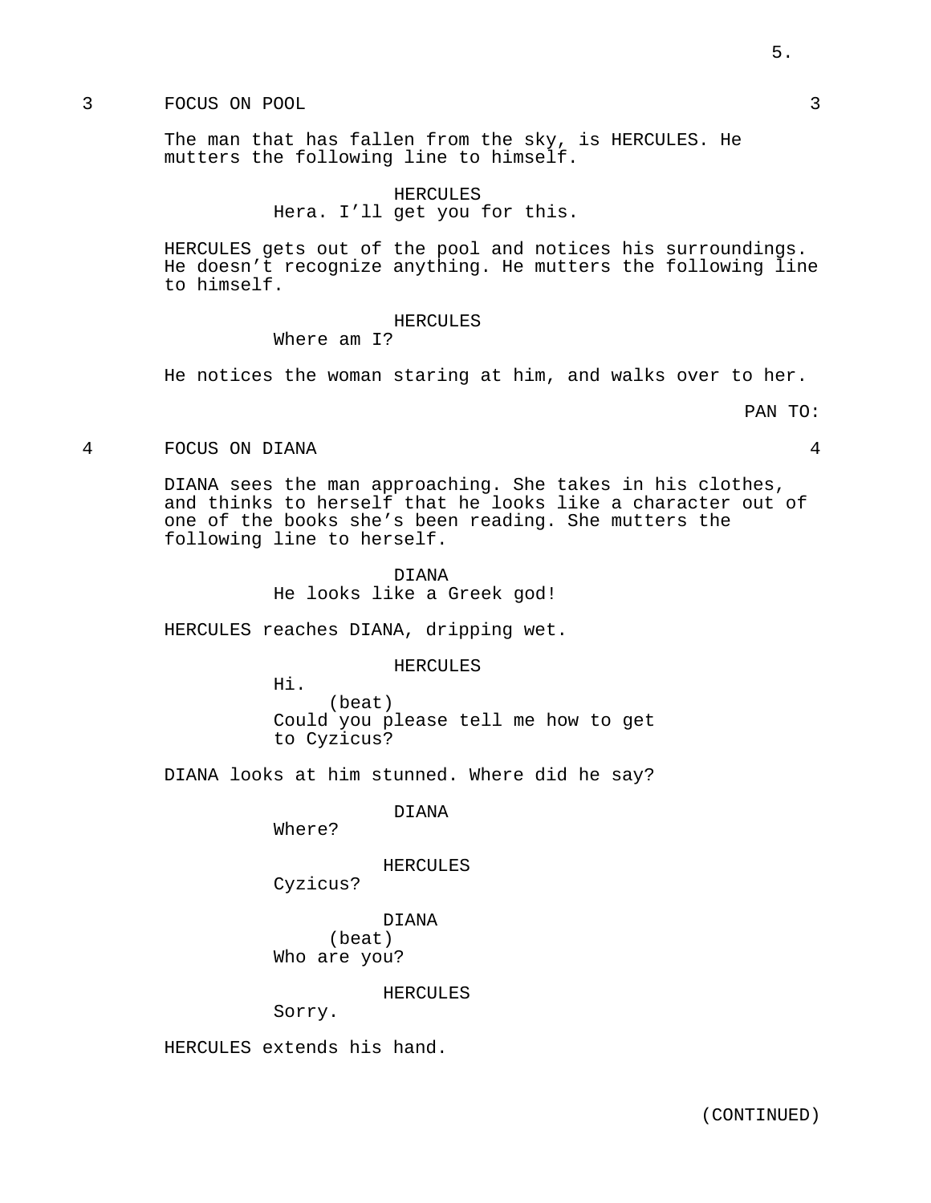3 FOCUS ON POOL 3

The man that has fallen from the sky, is HERCULES. He mutters the following line to himself.

HERCULES
Hera. I'll get you for this.

HERCULES gets out of the pool and notices his surroundings. He doesn't recognize anything. He mutters the following line to himself.

HERCULES
Where am I?

He notices the woman staring at him, and walks over to her.

PAN TO:

4 FOCUS ON DIANA 4

DIANA sees the man approaching. She takes in his clothes, and thinks to herself that he looks like a character out of one of the books she's been reading. She mutters the following line to herself.

DIANA
He looks like a Greek god!

HERCULES reaches DIANA, dripping wet.

HERCULES
Hi.
(beat)
Could you please tell me how to get to Cyzicus?

DIANA looks at him stunned. Where did he say?

DIANA
Where?

HERCULES
Cyzicus?

DIANA
(beat)
Who are you?

HERCULES
Sorry.

HERCULES extends his hand.

(CONTINUED)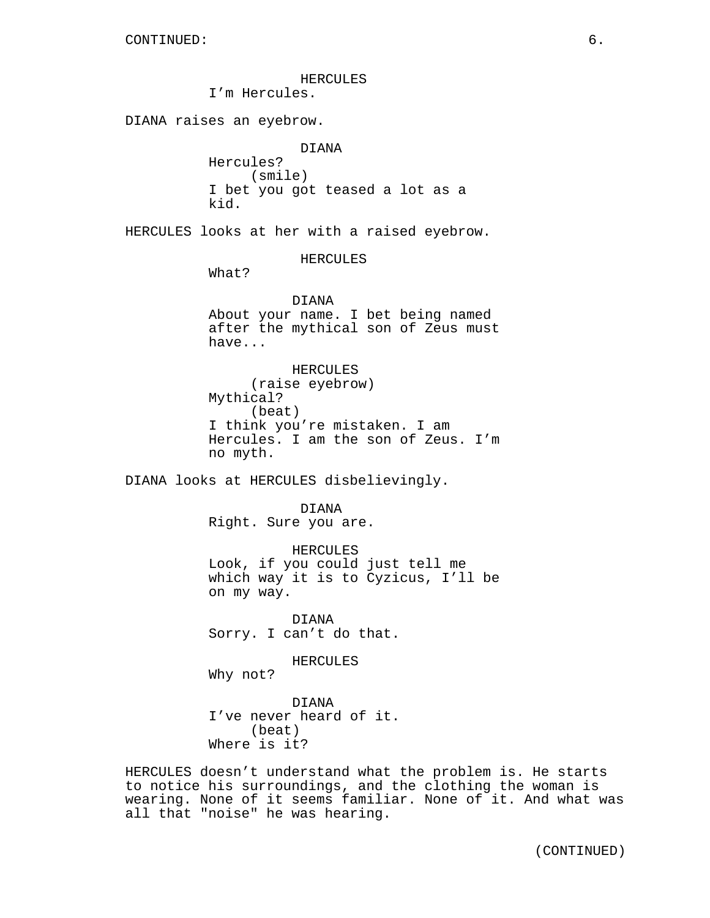CONTINUED:

HERCULES
I'm Hercules.

DIANA raises an eyebrow.

DIANA
Hercules?
(smile)
I bet you got teased a lot as a kid.

HERCULES looks at her with a raised eyebrow.

HERCULES
What?

DIANA
About your name. I bet being named after the mythical son of Zeus must have...

HERCULES
(raise eyebrow)
Mythical?
(beat)
I think you're mistaken. I am Hercules. I am the son of Zeus. I'm no myth.

DIANA looks at HERCULES disbelievingly.

DIANA
Right. Sure you are.

HERCULES
Look, if you could just tell me which way it is to Cyzicus, I'll be on my way.

DIANA
Sorry. I can't do that.

HERCULES
Why not?

DIANA
I've never heard of it.
(beat)
Where is it?

HERCULES doesn't understand what the problem is. He starts to notice his surroundings, and the clothing the woman is wearing. None of it seems familiar. None of it. And what was all that "noise" he was hearing.

(CONTINUED)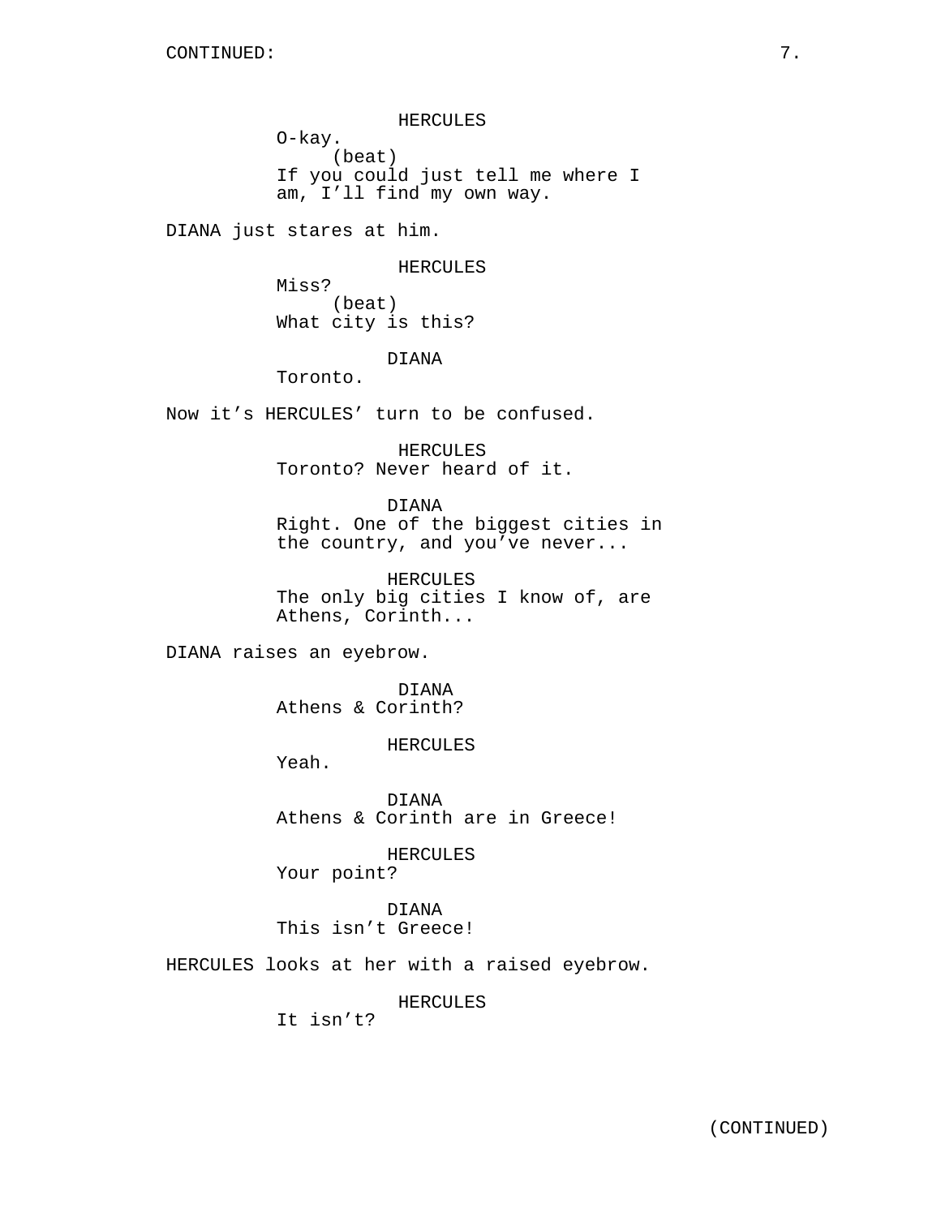HERCULES
O-kay.
(beat)
If you could just tell me where I am, I'll find my own way.

DIANA just stares at him.

HERCULES
Miss?
(beat)
What city is this?

DIANA
Toronto.

Now it's HERCULES' turn to be confused.

HERCULES
Toronto? Never heard of it.

DIANA
Right. One of the biggest cities in the country, and you've never...

HERCULES
The only big cities I know of, are Athens, Corinth...

DIANA raises an eyebrow.

DIANA
Athens & Corinth?

HERCULES
Yeah.

DIANA
Athens & Corinth are in Greece!

HERCULES
Your point?

DIANA
This isn't Greece!

HERCULES looks at her with a raised eyebrow.

HERCULES
It isn't?

(CONTINUED)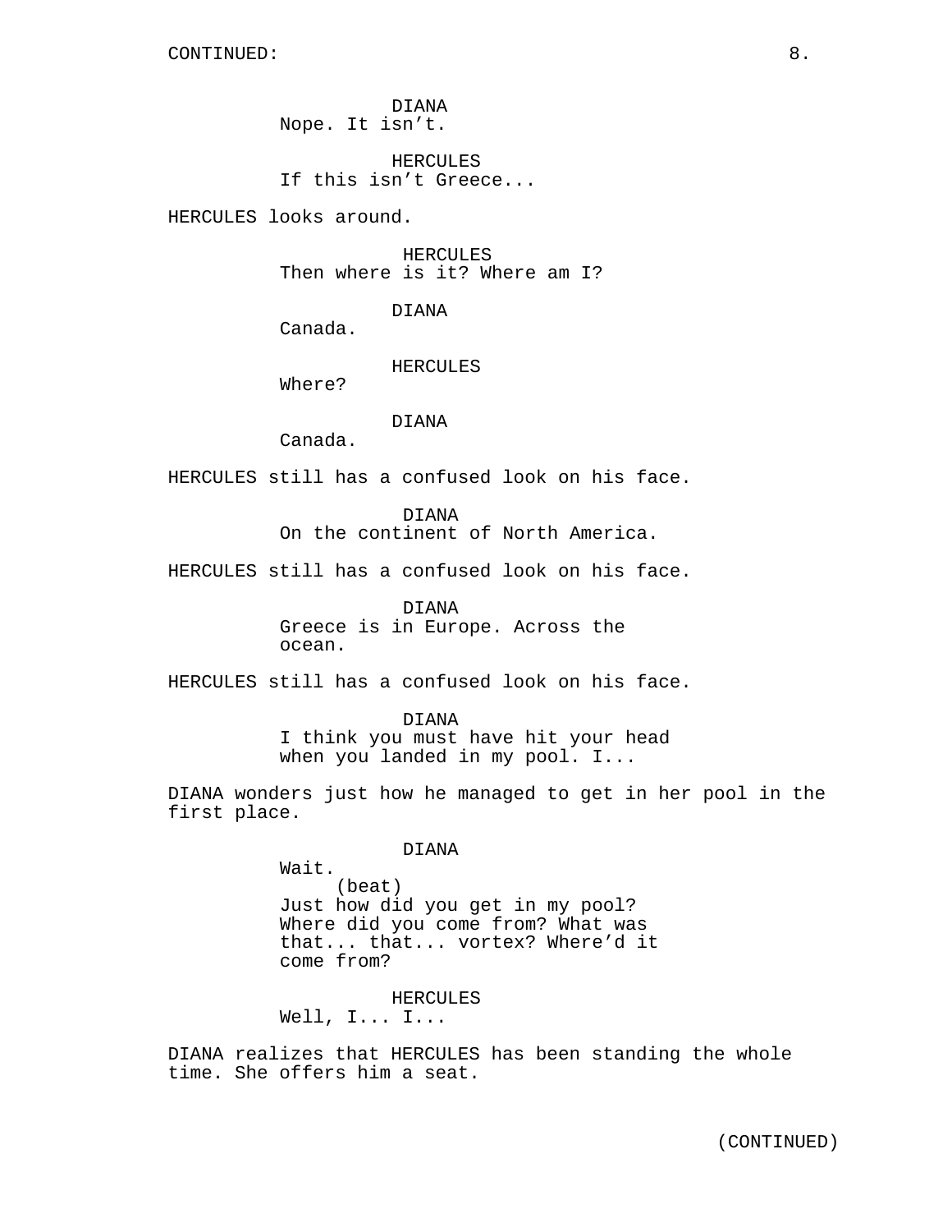DIANA
Nope. It isn't.

HERCULES
If this isn't Greece...

HERCULES looks around.

HERCULES
Then where is it? Where am I?

DIANA
Canada.

HERCULES
Where?

DIANA
Canada.

HERCULES still has a confused look on his face.

DIANA
On the continent of North America.

HERCULES still has a confused look on his face.

DIANA
Greece is in Europe. Across the ocean.

HERCULES still has a confused look on his face.

DIANA
I think you must have hit your head when you landed in my pool. I...

DIANA wonders just how he managed to get in her pool in the first place.

DIANA
Wait.
(beat)
Just how did you get in my pool? Where did you come from? What was that... that... vortex? Where'd it come from?

HERCULES
Well, I... I...

DIANA realizes that HERCULES has been standing the whole time. She offers him a seat.

(CONTINUED)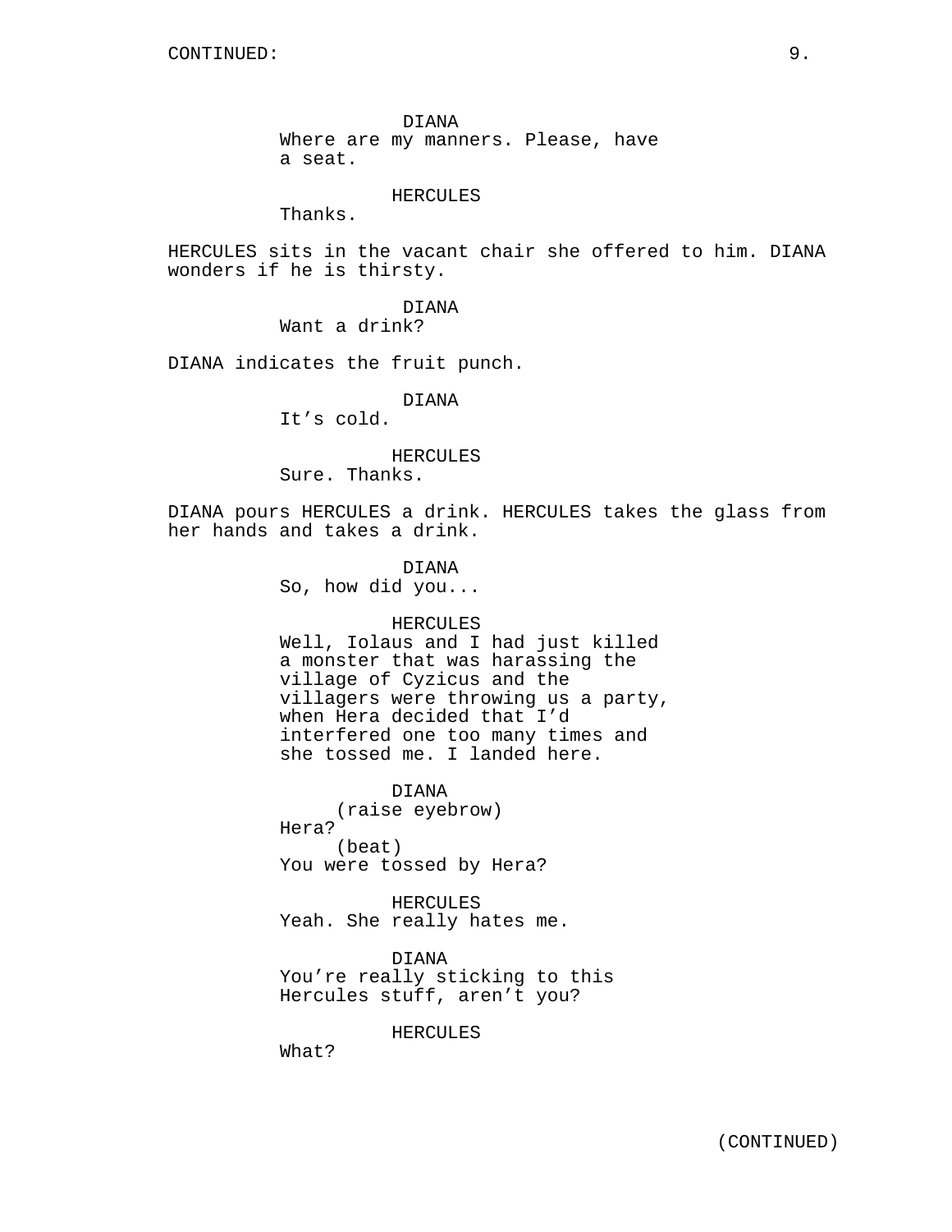DIANA
Where are my manners. Please, have a seat.

HERCULES
Thanks.

HERCULES sits in the vacant chair she offered to him. DIANA wonders if he is thirsty.

DIANA
Want a drink?

DIANA indicates the fruit punch.

DIANA
It's cold.

HERCULES
Sure. Thanks.

DIANA pours HERCULES a drink. HERCULES takes the glass from her hands and takes a drink.

DIANA
So, how did you...

HERCULES
Well, Iolaus and I had just killed a monster that was harassing the village of Cyzicus and the villagers were throwing us a party, when Hera decided that I'd interfered one too many times and she tossed me. I landed here.

DIANA
(raise eyebrow)
Hera?
(beat)
You were tossed by Hera?

HERCULES
Yeah. She really hates me.

DIANA
You're really sticking to this Hercules stuff, aren't you?

HERCULES
What?

(CONTINUED)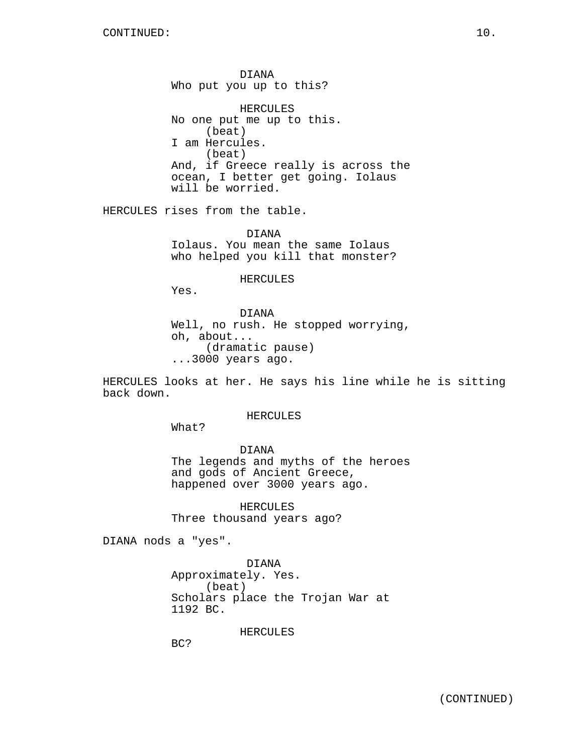DIANA
Who put you up to this?

HERCULES
No one put me up to this.
(beat)
I am Hercules.
(beat)
And, if Greece really is across the ocean, I better get going. Iolaus will be worried.

HERCULES rises from the table.

DIANA
Iolaus. You mean the same Iolaus who helped you kill that monster?

HERCULES
Yes.

DIANA
Well, no rush. He stopped worrying, oh, about...
(dramatic pause)
...3000 years ago.

HERCULES looks at her. He says his line while he is sitting back down.

HERCULES
What?

DIANA
The legends and myths of the heroes and gods of Ancient Greece, happened over 3000 years ago.

HERCULES
Three thousand years ago?

DIANA nods a "yes".

DIANA
Approximately. Yes.
(beat)
Scholars place the Trojan War at 1192 BC.

HERCULES
BC?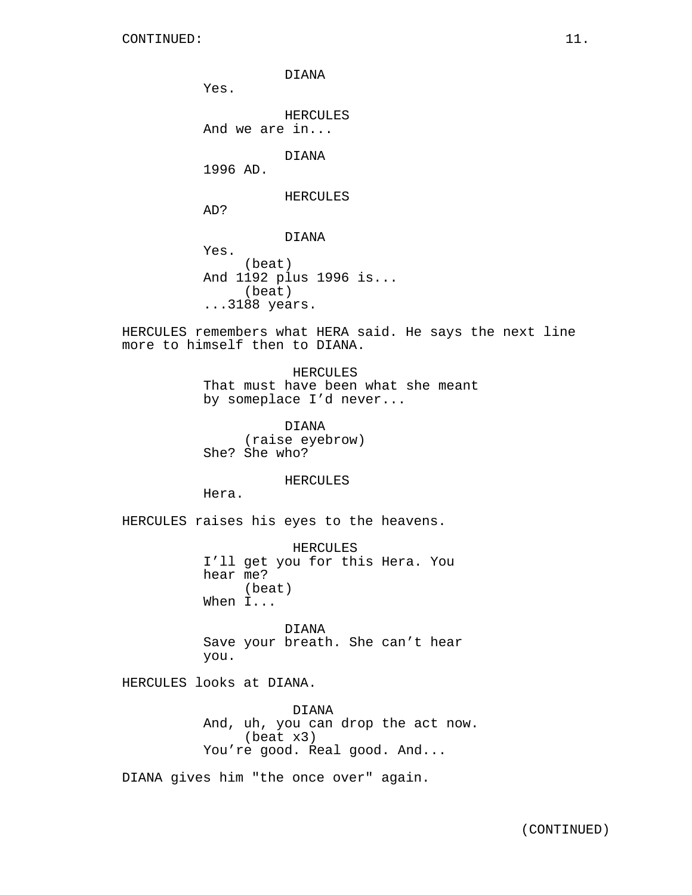CONTINUED:

DIANA
Yes.

HERCULES
And we are in...

DIANA
1996 AD.

HERCULES
AD?

DIANA
Yes.
(beat)
And 1192 plus 1996 is...
(beat)
...3188 years.

HERCULES remembers what HERA said. He says the next line more to himself then to DIANA.

HERCULES
That must have been what she meant by someplace I'd never...

DIANA
(raise eyebrow)
She? She who?

HERCULES
Hera.

HERCULES raises his eyes to the heavens.

HERCULES
I'll get you for this Hera. You hear me?
(beat)
When I...

DIANA
Save your breath. She can't hear you.

HERCULES looks at DIANA.

DIANA
And, uh, you can drop the act now.
(beat x3)
You're good. Real good. And...

DIANA gives him "the once over" again.

(CONTINUED)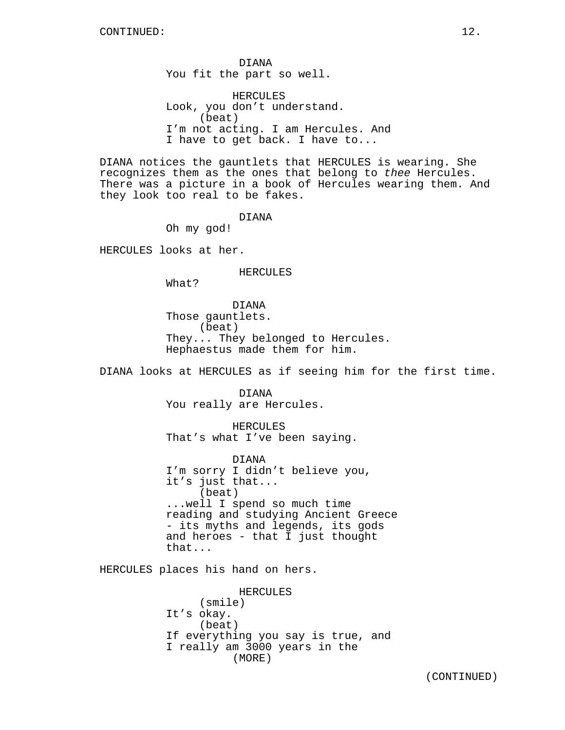DIANA
You fit the part so well.

HERCULES
Look, you don't understand.
(beat)
I'm not acting. I am Hercules. And I have to get back. I have to...

DIANA notices the gauntlets that HERCULES is wearing. She recognizes them as the ones that belong to *thee* Hercules. There was a picture in a book of Hercules wearing them. And they look too real to be fakes.

DIANA
Oh my god!

HERCULES looks at her.

HERCULES
What?

DIANA
Those gauntlets.
(beat)
They... They belonged to Hercules. Hephaestus made them for him.

DIANA looks at HERCULES as if seeing him for the first time.

DIANA
You really are Hercules.

HERCULES
That's what I've been saying.

DIANA
I'm sorry I didn't believe you, it's just that...
(beat)
...well I spend so much time reading and studying Ancient Greece - its myths and legends, its gods and heroes - that I just thought that...

HERCULES places his hand on hers.

HERCULES
(smile)
It's okay.
(beat)
If everything you say is true, and I really am 3000 years in the
(MORE)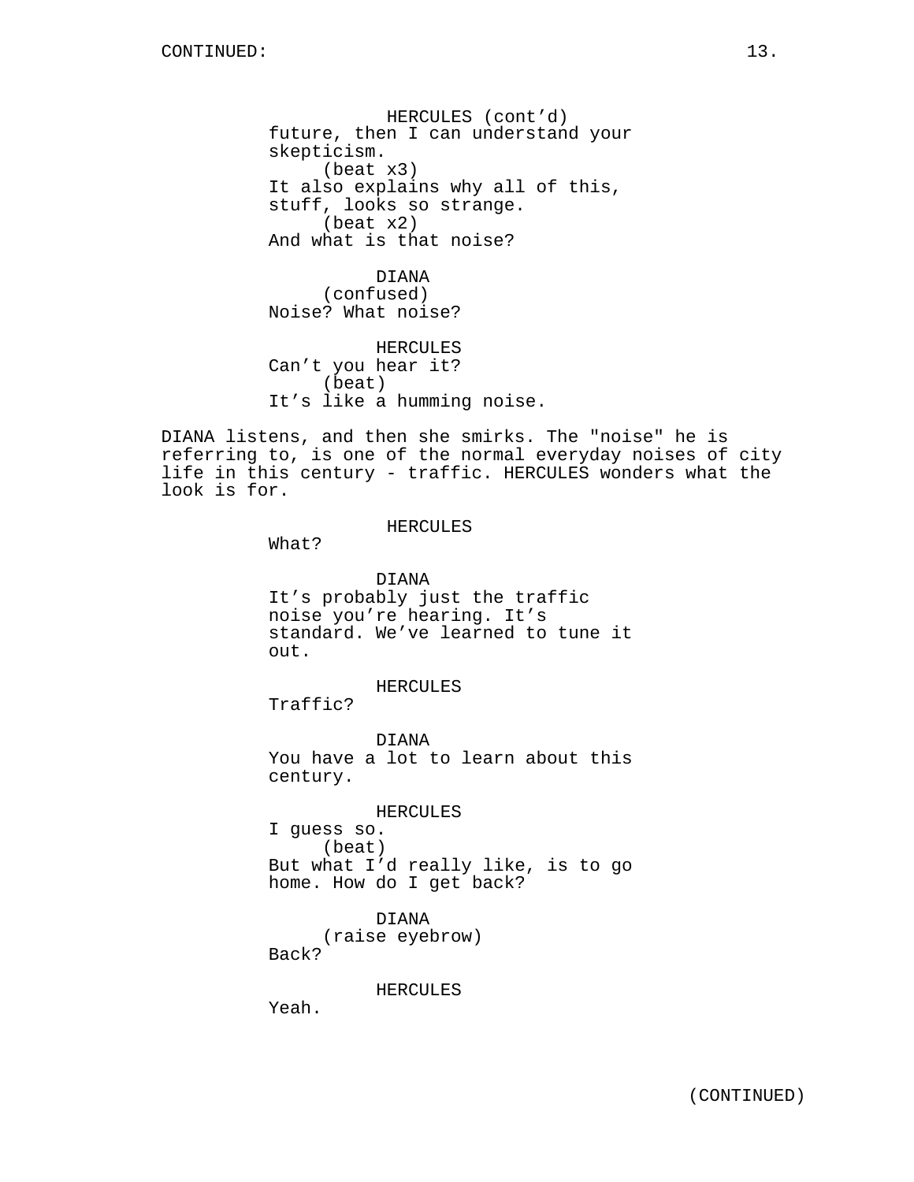HERCULES (cont'd)
future, then I can understand your skepticism.
(beat x3)
It also explains why all of this, stuff, looks so strange.
(beat x2)
And what is that noise?

DIANA
(confused)
Noise? What noise?

HERCULES
Can't you hear it?
(beat)
It's like a humming noise.

DIANA listens, and then she smirks. The "noise" he is referring to, is one of the normal everyday noises of city life in this century - traffic. HERCULES wonders what the look is for.

HERCULES
What?

DIANA
It's probably just the traffic noise you're hearing. It's standard. We've learned to tune it out.

HERCULES
Traffic?

DIANA
You have a lot to learn about this century.

HERCULES
I guess so.
(beat)
But what I'd really like, is to go home. How do I get back?

DIANA
(raise eyebrow)
Back?

HERCULES
Yeah.

(CONTINUED)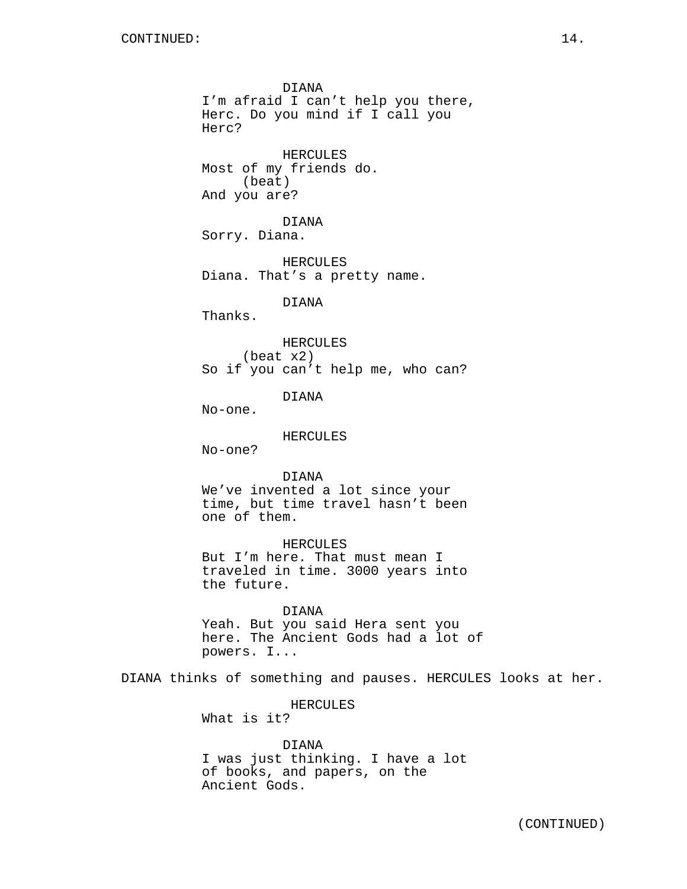DIANA
I'm afraid I can't help you there, Herc. Do you mind if I call you Herc?

HERCULES
Most of my friends do.
(beat)
And you are?

DIANA
Sorry. Diana.

HERCULES
Diana. That's a pretty name.

DIANA
Thanks.

HERCULES
(beat x2)
So if you can't help me, who can?

DIANA
No-one.

HERCULES
No-one?

DIANA
We've invented a lot since your time, but time travel hasn't been one of them.

HERCULES
But I'm here. That must mean I traveled in time. 3000 years into the future.

DIANA
Yeah. But you said Hera sent you here. The Ancient Gods had a lot of powers. I...

DIANA thinks of something and pauses. HERCULES looks at her.

HERCULES
What is it?

DIANA
I was just thinking. I have a lot of books, and papers, on the Ancient Gods.

(CONTINUED)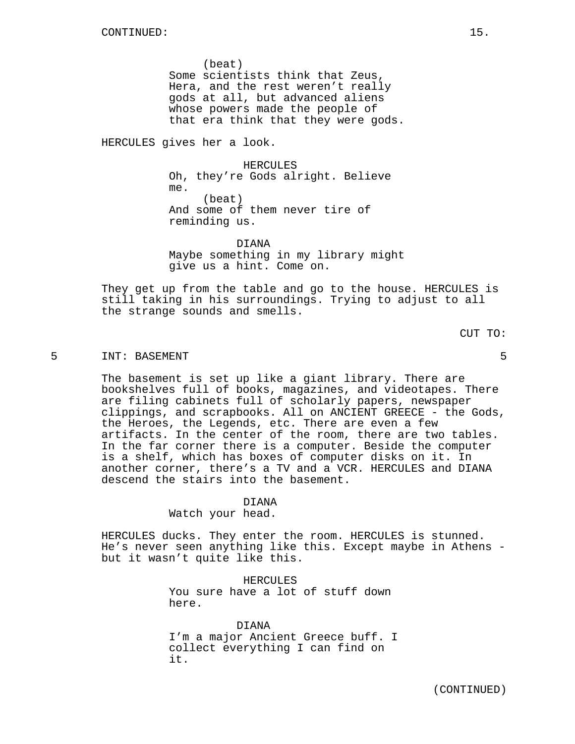(beat)
Some scientists think that Zeus, Hera, and the rest weren't really gods at all, but advanced aliens whose powers made the people of that era think that they were gods.

HERCULES gives her a look.

HERCULES
Oh, they're Gods alright. Believe me.
(beat)
And some of them never tire of reminding us.

DIANA
Maybe something in my library might give us a hint. Come on.

They get up from the table and go to the house. HERCULES is still taking in his surroundings. Trying to adjust to all the strange sounds and smells.

CUT TO:

5 INT: BASEMENT 5

The basement is set up like a giant library. There are bookshelves full of books, magazines, and videotapes. There are filing cabinets full of scholarly papers, newspaper clippings, and scrapbooks. All on ANCIENT GREECE - the Gods, the Heroes, the Legends, etc. There are even a few artifacts. In the center of the room, there are two tables. In the far corner there is a computer. Beside the computer is a shelf, which has boxes of computer disks on it. In another corner, there's a TV and a VCR. HERCULES and DIANA descend the stairs into the basement.

DIANA
Watch your head.

HERCULES ducks. They enter the room. HERCULES is stunned. He's never seen anything like this. Except maybe in Athens - but it wasn't quite like this.

HERCULES
You sure have a lot of stuff down here.

DIANA
I'm a major Ancient Greece buff. I collect everything I can find on it.

(CONTINUED)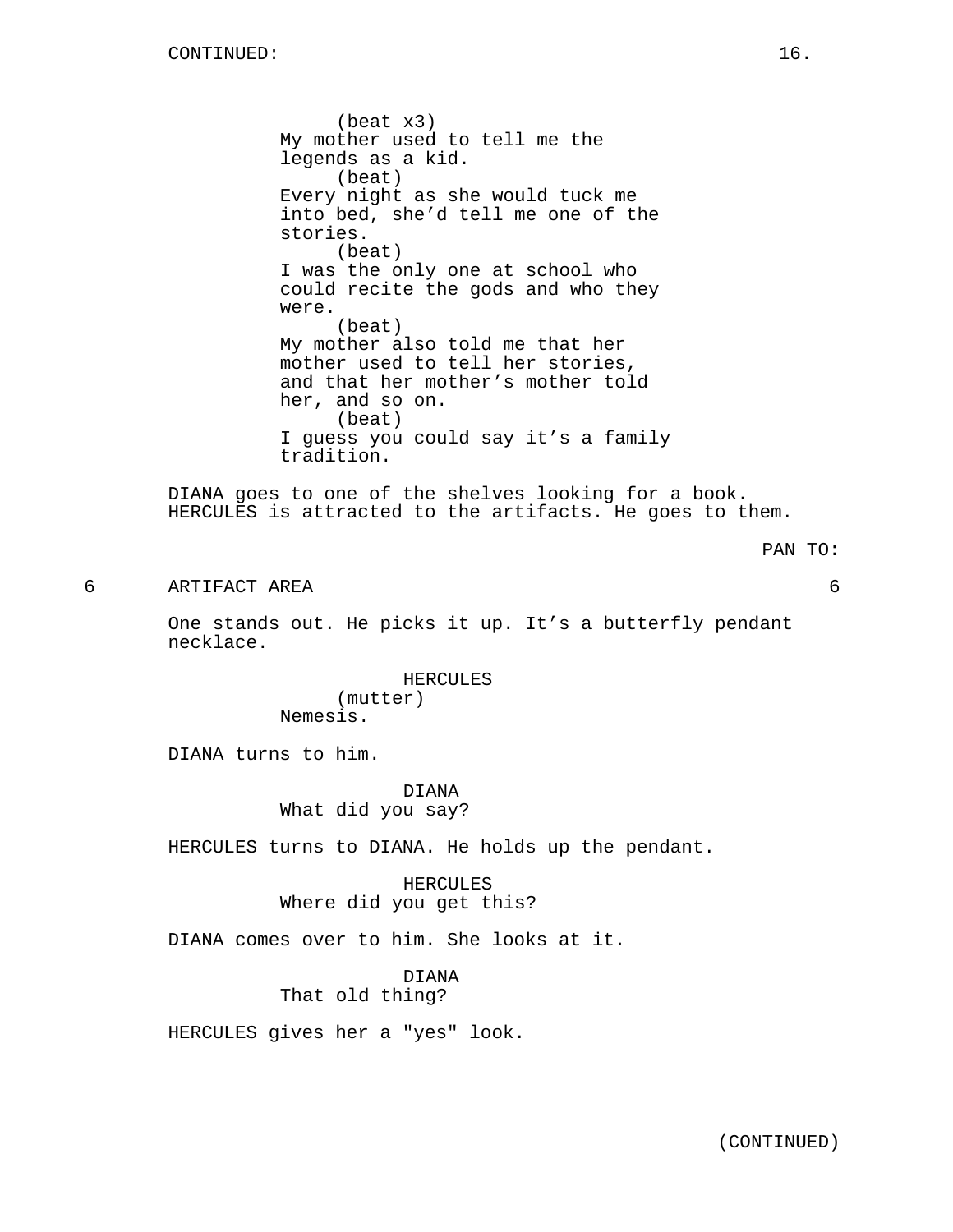CONTINUED:

(beat x3)
My mother used to tell me the legends as a kid.
(beat)
Every night as she would tuck me into bed, she'd tell me one of the stories.
(beat)
I was the only one at school who could recite the gods and who they were.
(beat)
My mother also told me that her mother used to tell her stories, and that her mother's mother told her, and so on.
(beat)
I guess you could say it's a family tradition.

DIANA goes to one of the shelves looking for a book. HERCULES is attracted to the artifacts. He goes to them.

PAN TO:

6 ARTIFACT AREA 6

One stands out. He picks it up. It's a butterfly pendant necklace.

HERCULES
(mutter)
Nemesis.

DIANA turns to him.

DIANA
What did you say?

HERCULES turns to DIANA. He holds up the pendant.

HERCULES
Where did you get this?

DIANA comes over to him. She looks at it.

DIANA
That old thing?

HERCULES gives her a "yes" look.

(CONTINUED)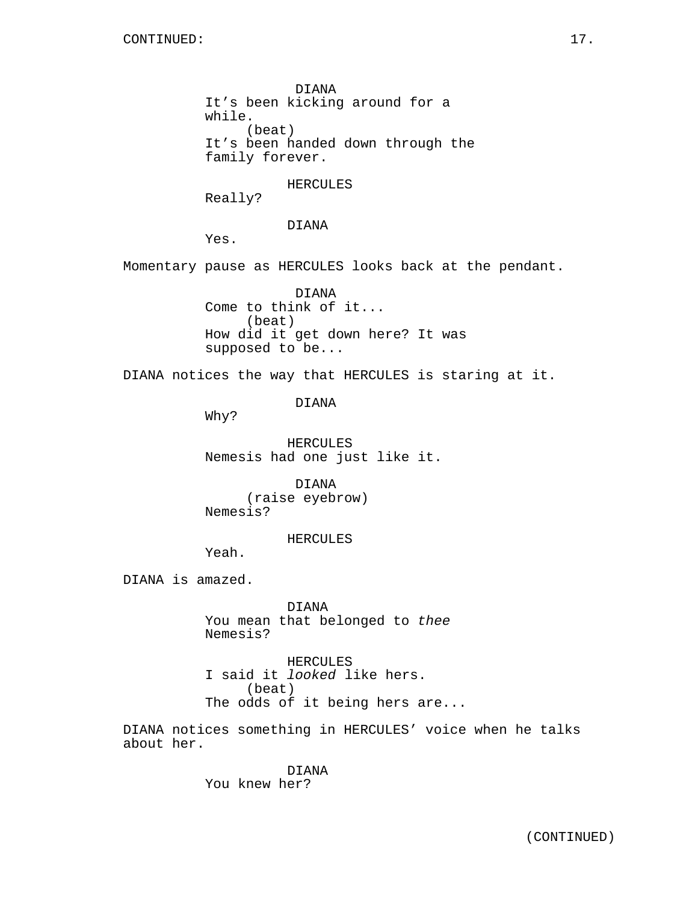DIANA
It’s been kicking around for a while.
(beat)
It’s been handed down through the family forever.

HERCULES
Really?

DIANA
Yes.

Momentary pause as HERCULES looks back at the pendant.

DIANA
Come to think of it...
(beat)
How did it get down here? It was supposed to be...

DIANA notices the way that HERCULES is staring at it.

DIANA
Why?

HERCULES
Nemesis had one just like it.

DIANA
(raise eyebrow)
Nemesis?

HERCULES
Yeah.

DIANA is amazed.

DIANA
You mean that belonged to *thee* Nemesis?

HERCULES
I said it *looked* like hers.
(beat)
The odds of it being hers are...

DIANA notices something in HERCULES’ voice when he talks about her.

DIANA
You knew her?

(CONTINUED)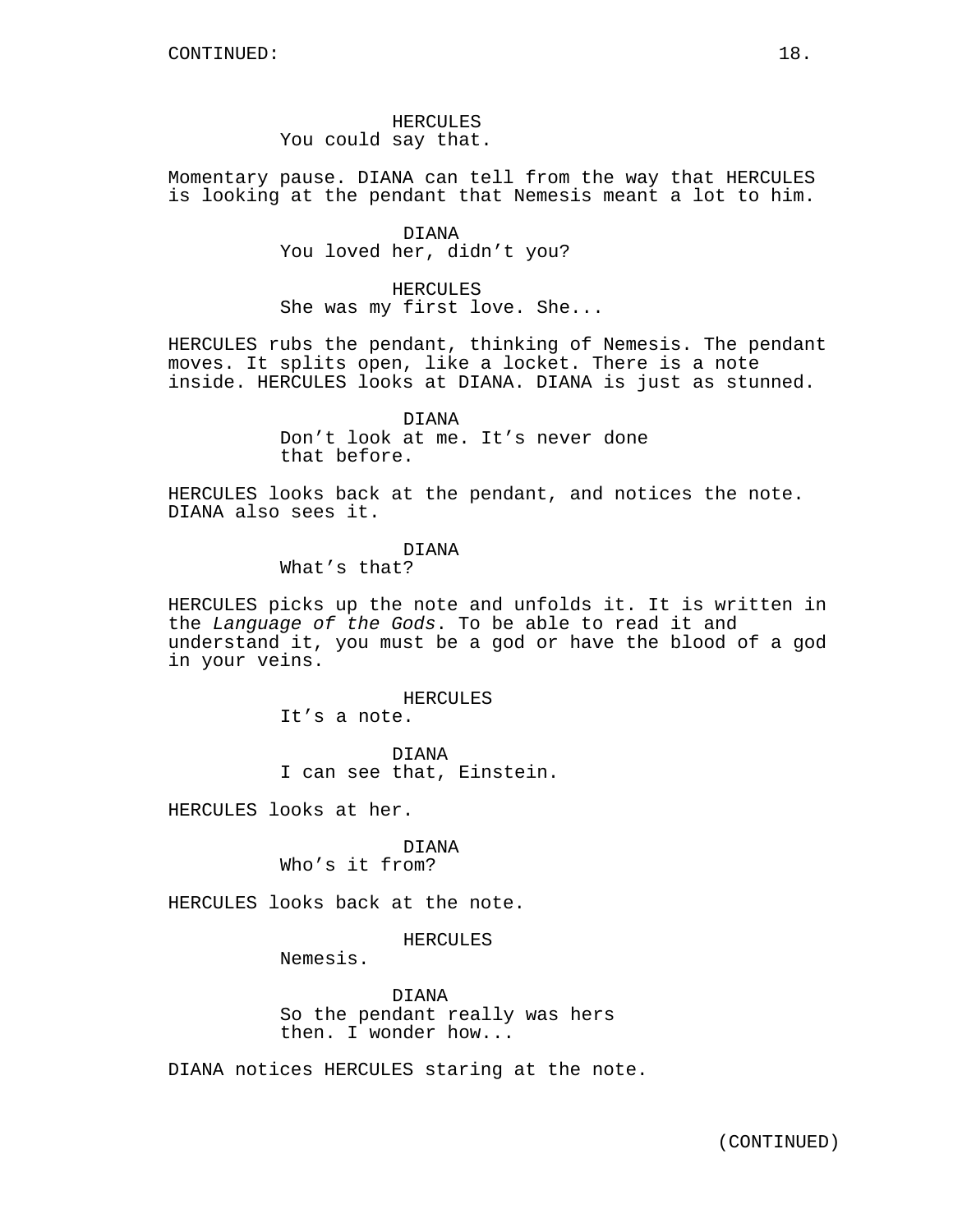CONTINUED:

HERCULES
You could say that.

Momentary pause. DIANA can tell from the way that HERCULES is looking at the pendant that Nemesis meant a lot to him.

DIANA
You loved her, didn't you?

HERCULES
She was my first love. She...

HERCULES rubs the pendant, thinking of Nemesis. The pendant moves. It splits open, like a locket. There is a note inside. HERCULES looks at DIANA. DIANA is just as stunned.

DIANA
Don't look at me. It's never done that before.

HERCULES looks back at the pendant, and notices the note. DIANA also sees it.

DIANA
What's that?

HERCULES picks up the note and unfolds it. It is written in the *Language of the Gods*. To be able to read it and understand it, you must be a god or have the blood of a god in your veins.

HERCULES
It's a note.

DIANA
I can see that, Einstein.

HERCULES looks at her.

DIANA
Who's it from?

HERCULES looks back at the note.

HERCULES
Nemesis.

DIANA
So the pendant really was hers then. I wonder how...

DIANA notices HERCULES staring at the note.

(CONTINUED)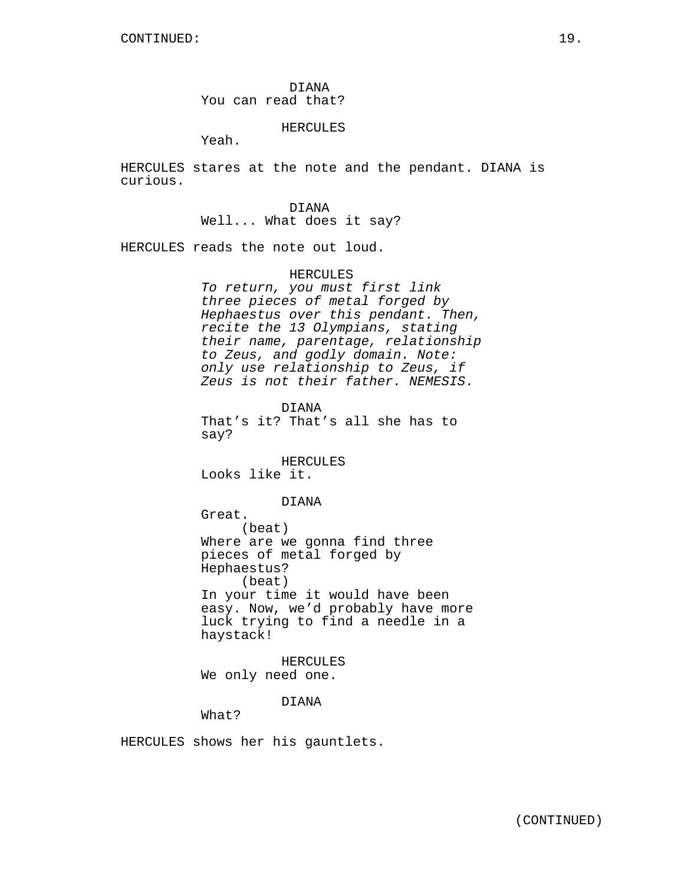DIANA
You can read that?

HERCULES
Yeah.

HERCULES stares at the note and the pendant. DIANA is curious.

DIANA
Well... What does it say?

HERCULES reads the note out loud.

HERCULES
*To return, you must first link three pieces of metal forged by Hephaestus over this pendant. Then, recite the 13 Olympians, stating their name, parentage, relationship to Zeus, and godly domain. Note: only use relationship to Zeus, if Zeus is not their father. NEMESIS*.

DIANA
That's it? That's all she has to say?

HERCULES
Looks like it.

DIANA
Great.
(beat)
Where are we gonna find three pieces of metal forged by Hephaestus?
(beat)
In your time it would have been easy. Now, we'd probably have more luck trying to find a needle in a haystack!

HERCULES
We only need one.

DIANA
What?

HERCULES shows her his gauntlets.

(CONTINUED)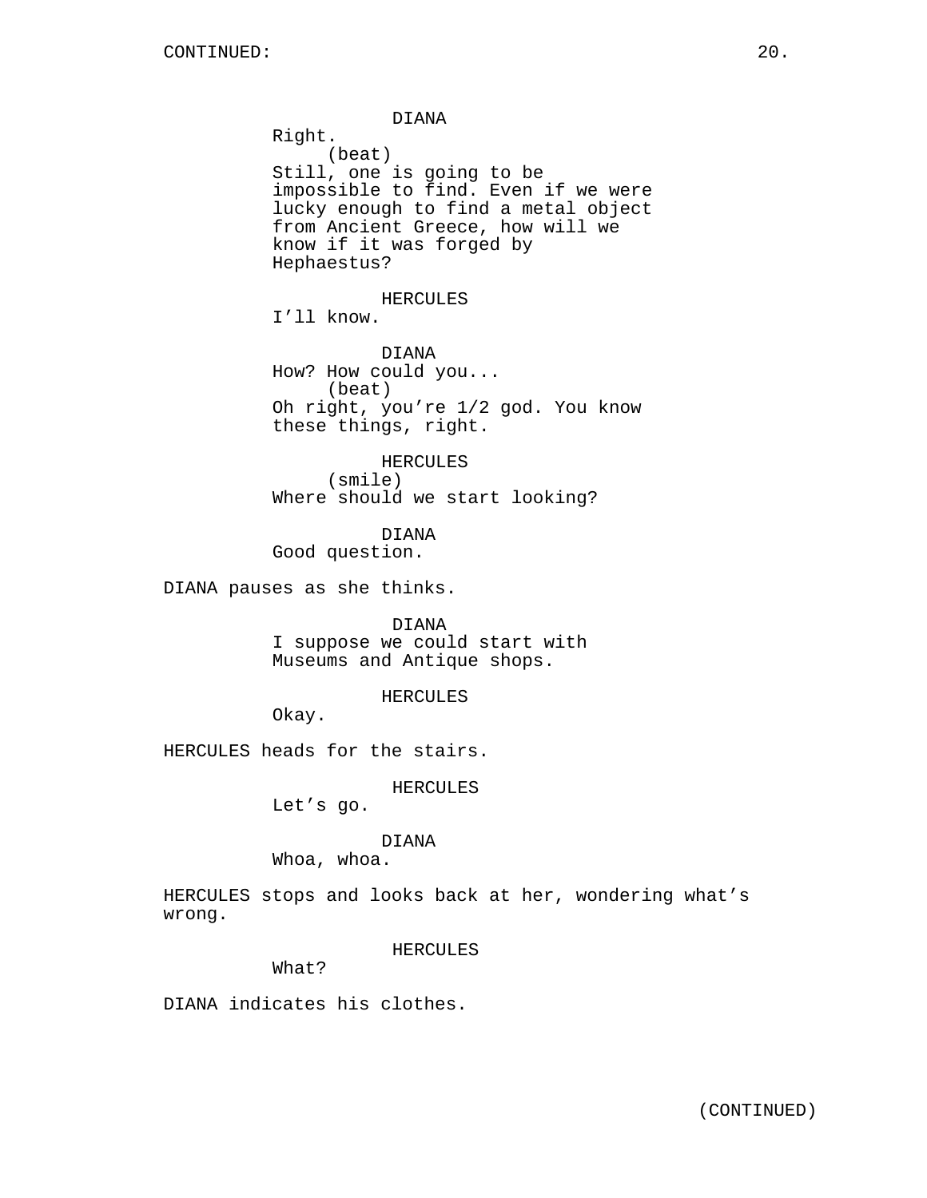DIANA
Right.
(beat)
Still, one is going to be impossible to find. Even if we were lucky enough to find a metal object from Ancient Greece, how will we know if it was forged by Hephaestus?

HERCULES
I’ll know.

DIANA
How? How could you...
(beat)
Oh right, you’re 1/2 god. You know these things, right.

HERCULES
(smile)
Where should we start looking?

DIANA
Good question.

DIANA pauses as she thinks.

DIANA
I suppose we could start with Museums and Antique shops.

HERCULES
Okay.

HERCULES heads for the stairs.

HERCULES
Let’s go.

DIANA
Whoa, whoa.

HERCULES stops and looks back at her, wondering what’s wrong.

HERCULES
What?

DIANA indicates his clothes.

(CONTINUED)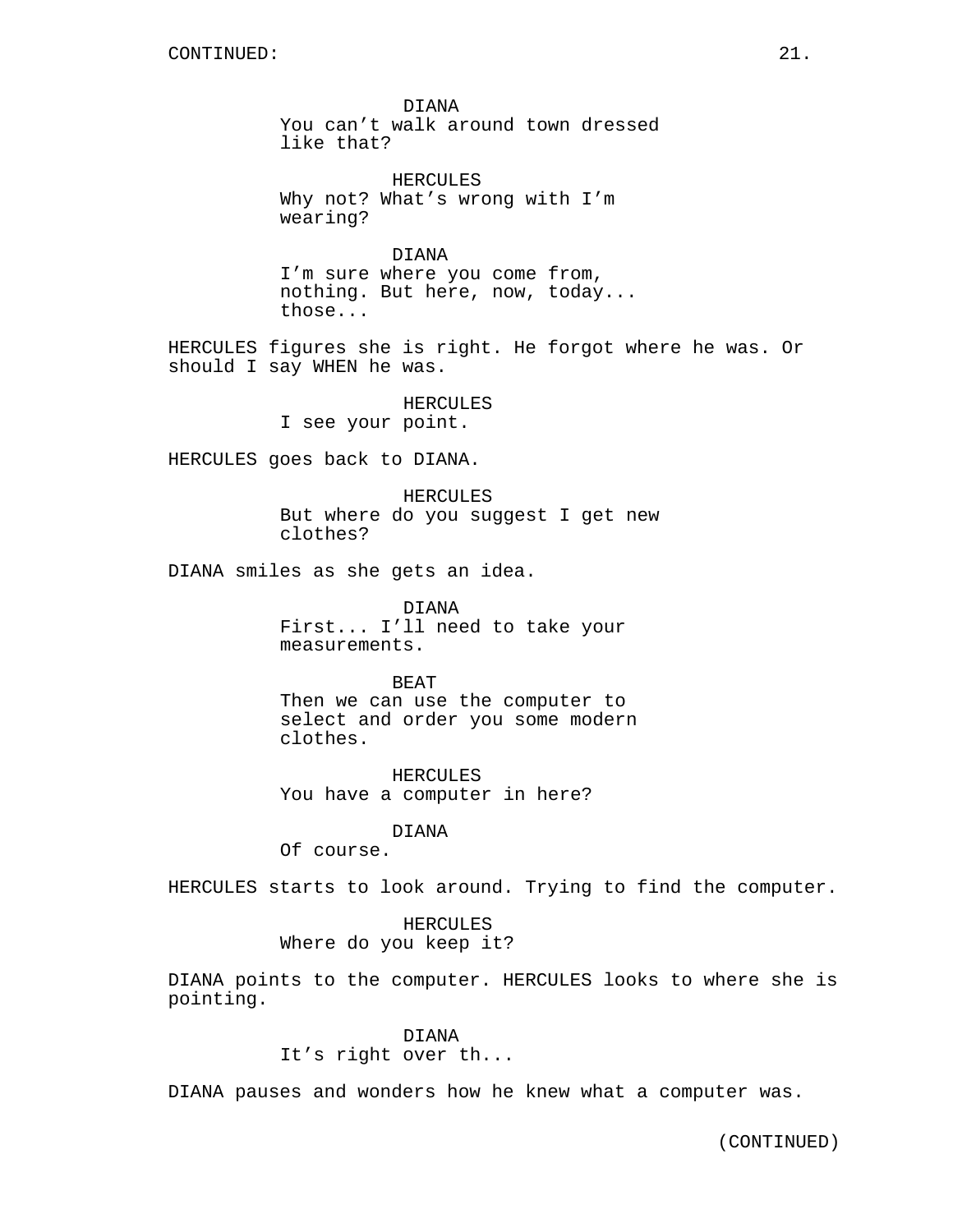CONTINUED:

DIANA
You can’t walk around town dressed like that?

HERCULES
Why not? What’s wrong with I’m wearing?

DIANA
I’m sure where you come from, nothing. But here, now, today... those...

HERCULES figures she is right. He forgot where he was. Or should I say WHEN he was.

HERCULES
I see your point.

HERCULES goes back to DIANA.

HERCULES
But where do you suggest I get new clothes?

DIANA smiles as she gets an idea.

DIANA
First... I’ll need to take your measurements.

BEAT
Then we can use the computer to select and order you some modern clothes.

HERCULES
You have a computer in here?

DIANA
Of course.

HERCULES starts to look around. Trying to find the computer.

HERCULES
Where do you keep it?

DIANA points to the computer. HERCULES looks to where she is pointing.

DIANA
It’s right over th...

DIANA pauses and wonders how he knew what a computer was.

(CONTINUED)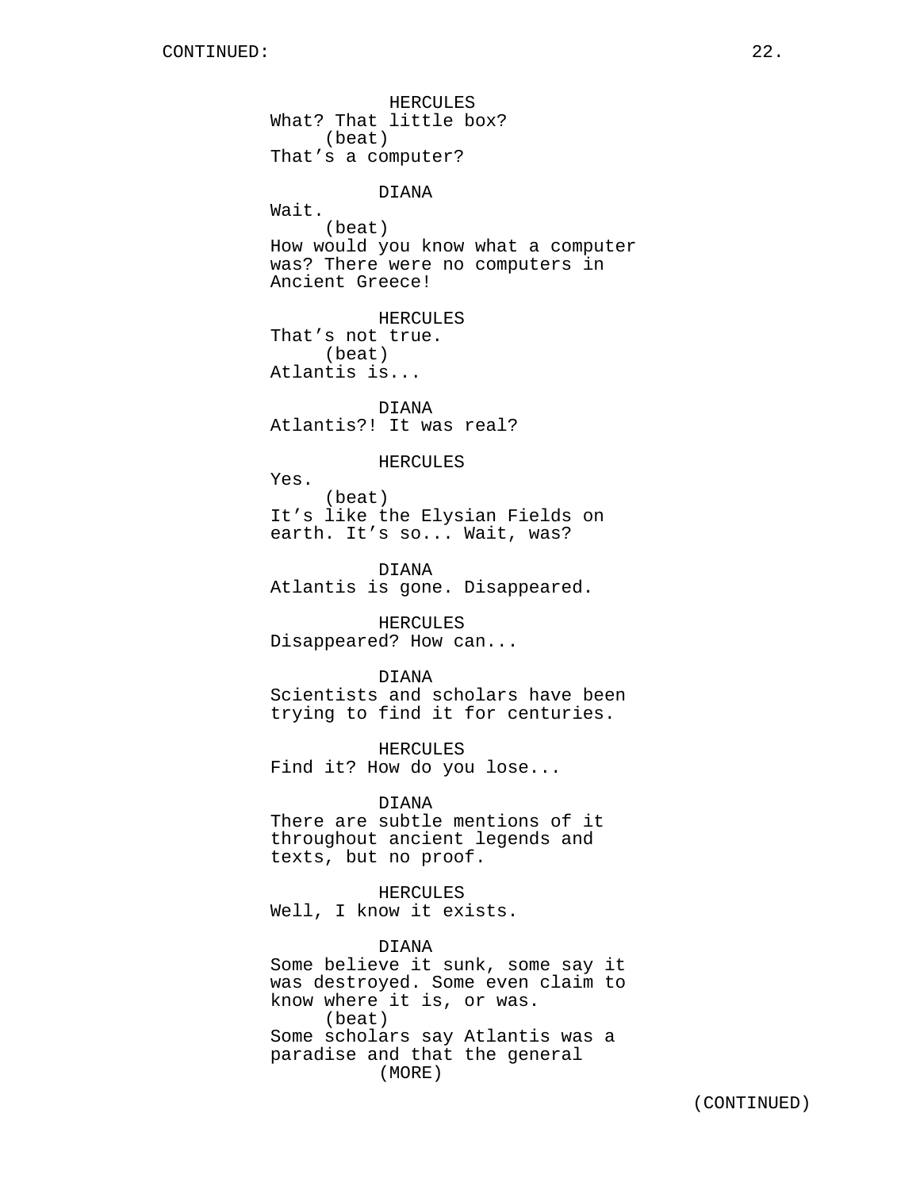HERCULES
What? That little box?
(beat)
That's a computer?

DIANA
Wait.
(beat)
How would you know what a computer was? There were no computers in Ancient Greece!

HERCULES
That's not true.
(beat)
Atlantis is...

DIANA
Atlantis?! It was real?

HERCULES
Yes.
(beat)
It's like the Elysian Fields on earth. It's so... Wait, was?

DIANA
Atlantis is gone. Disappeared.

HERCULES
Disappeared? How can...

DIANA
Scientists and scholars have been trying to find it for centuries.

HERCULES
Find it? How do you lose...

DIANA
There are subtle mentions of it throughout ancient legends and texts, but no proof.

HERCULES
Well, I know it exists.

DIANA
Some believe it sunk, some say it was destroyed. Some even claim to know where it is, or was.
(beat)
Some scholars say Atlantis was a paradise and that the general
(MORE)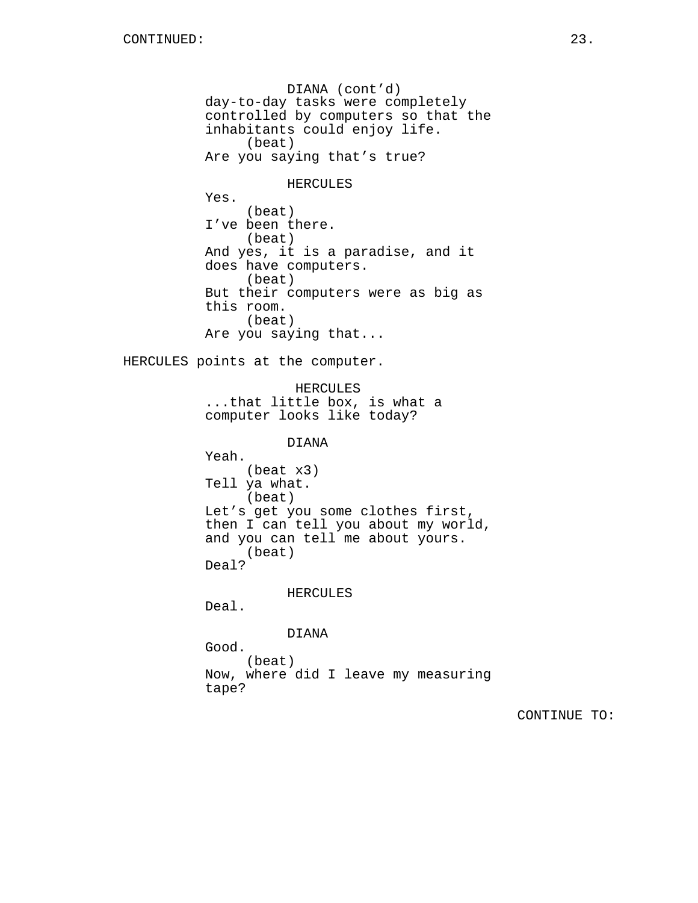CONTINUED:

DIANA (cont'd)
day-to-day tasks were completely controlled by computers so that the inhabitants could enjoy life.
(beat)
Are you saying that's true?

HERCULES
Yes.
(beat)
I've been there.
(beat)
And yes, it is a paradise, and it does have computers.
(beat)
But their computers were as big as this room.
(beat)
Are you saying that...

HERCULES points at the computer.

HERCULES
...that little box, is what a computer looks like today?

DIANA
Yeah.
(beat x3)
Tell ya what.
(beat)
Let's get you some clothes first, then I can tell you about my world, and you can tell me about yours.
(beat)
Deal?

HERCULES
Deal.

DIANA
Good.
(beat)
Now, where did I leave my measuring tape?

CONTINUE TO: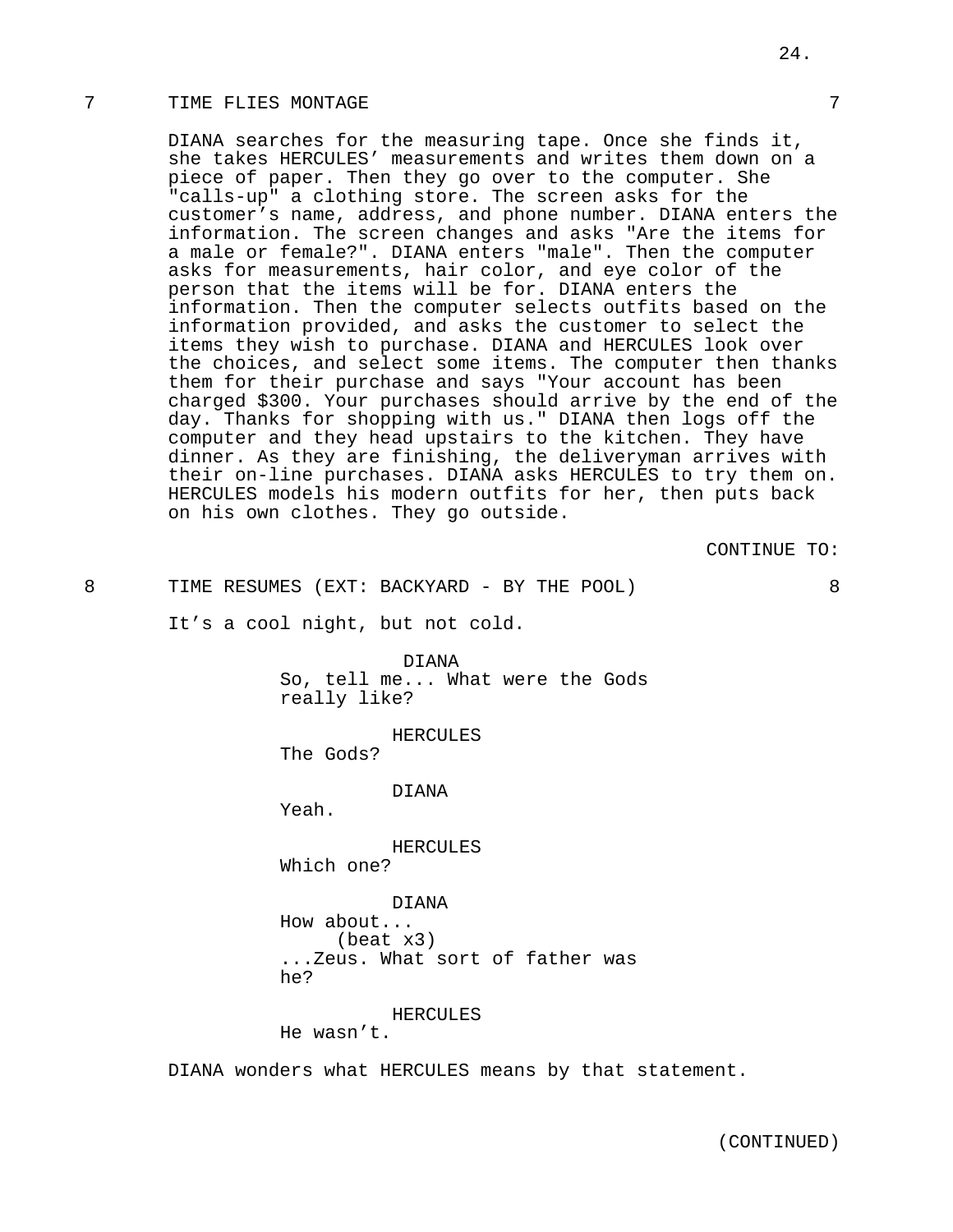7 TIME FLIES MONTAGE 7

DIANA searches for the measuring tape. Once she finds it, she takes HERCULES' measurements and writes them down on a piece of paper. Then they go over to the computer. She "calls-up" a clothing store. The screen asks for the customer's name, address, and phone number. DIANA enters the information. The screen changes and asks "Are the items for a male or female?". DIANA enters "male". Then the computer asks for measurements, hair color, and eye color of the person that the items will be for. DIANA enters the information. Then the computer selects outfits based on the information provided, and asks the customer to select the items they wish to purchase. DIANA and HERCULES look over the choices, and select some items. The computer then thanks them for their purchase and says "Your account has been charged $300. Your purchases should arrive by the end of the day. Thanks for shopping with us." DIANA then logs off the computer and they head upstairs to the kitchen. They have dinner. As they are finishing, the deliveryman arrives with their on-line purchases. DIANA asks HERCULES to try them on. HERCULES models his modern outfits for her, then puts back on his own clothes. They go outside.

CONTINUE TO:

8 TIME RESUMES (EXT: BACKYARD - BY THE POOL) 8

It's a cool night, but not cold.

DIANA
So, tell me... What were the Gods really like?

HERCULES
The Gods?

DIANA
Yeah.

HERCULES
Which one?

DIANA
How about...
(beat x3)
...Zeus. What sort of father was he?

HERCULES
He wasn't.

DIANA wonders what HERCULES means by that statement.

(CONTINUED)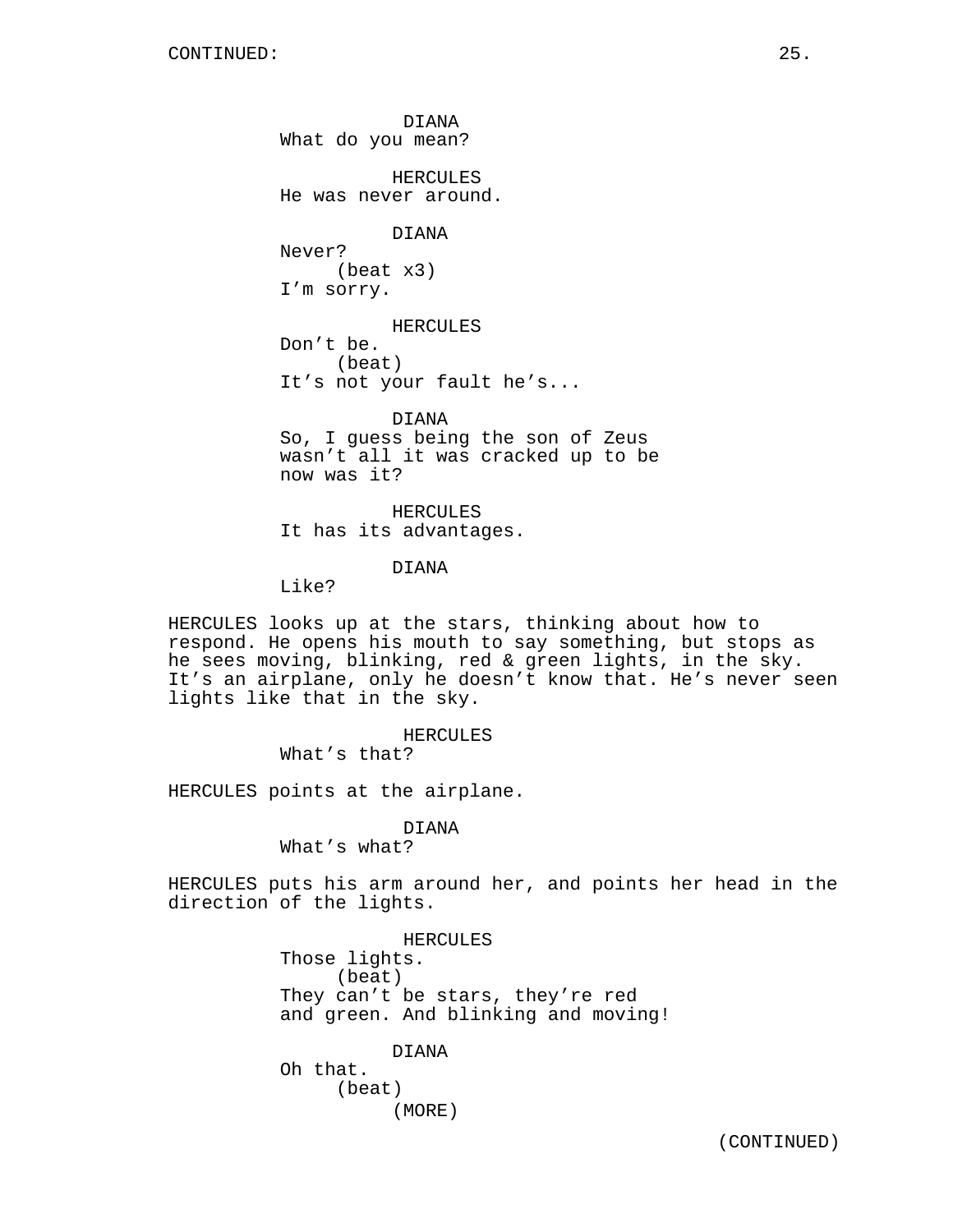CONTINUED:

DIANA
What do you mean?

HERCULES
He was never around.

DIANA
Never?
(beat x3)
I'm sorry.

HERCULES
Don't be.
(beat)
It's not your fault he's...

DIANA
So, I guess being the son of Zeus wasn't all it was cracked up to be now was it?

HERCULES
It has its advantages.

DIANA
Like?

HERCULES looks up at the stars, thinking about how to respond. He opens his mouth to say something, but stops as he sees moving, blinking, red & green lights, in the sky. It's an airplane, only he doesn't know that. He's never seen lights like that in the sky.

HERCULES
What's that?

HERCULES points at the airplane.

DIANA
What's what?

HERCULES puts his arm around her, and points her head in the direction of the lights.

HERCULES
Those lights.
(beat)
They can't be stars, they're red and green. And blinking and moving!

DIANA
Oh that.
(beat)
(MORE)

(CONTINUED)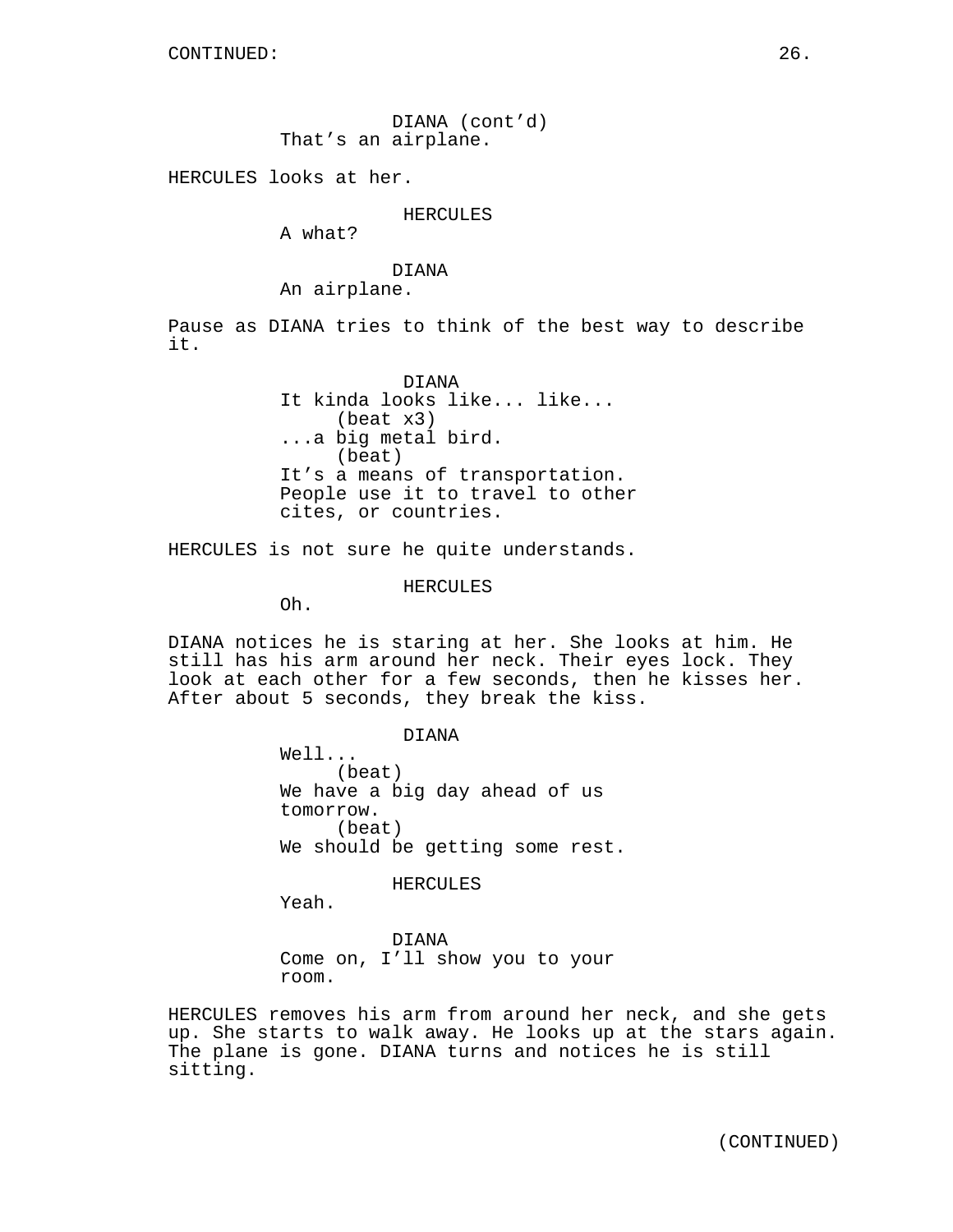CONTINUED:

DIANA (cont'd)
That's an airplane.

HERCULES looks at her.

HERCULES
A what?

DIANA
An airplane.

Pause as DIANA tries to think of the best way to describe it.

DIANA
It kinda looks like... like...
(beat x3)
...a big metal bird.
(beat)
It's a means of transportation.
People use it to travel to other
cites, or countries.

HERCULES is not sure he quite understands.

HERCULES
Oh.

DIANA notices he is staring at her. She looks at him. He still has his arm around her neck. Their eyes lock. They look at each other for a few seconds, then he kisses her. After about 5 seconds, they break the kiss.

DIANA
Well...
(beat)
We have a big day ahead of us
tomorrow.
(beat)
We should be getting some rest.

HERCULES
Yeah.

DIANA
Come on, I'll show you to your
room.

HERCULES removes his arm from around her neck, and she gets up. She starts to walk away. He looks up at the stars again. The plane is gone. DIANA turns and notices he is still sitting.

(CONTINUED)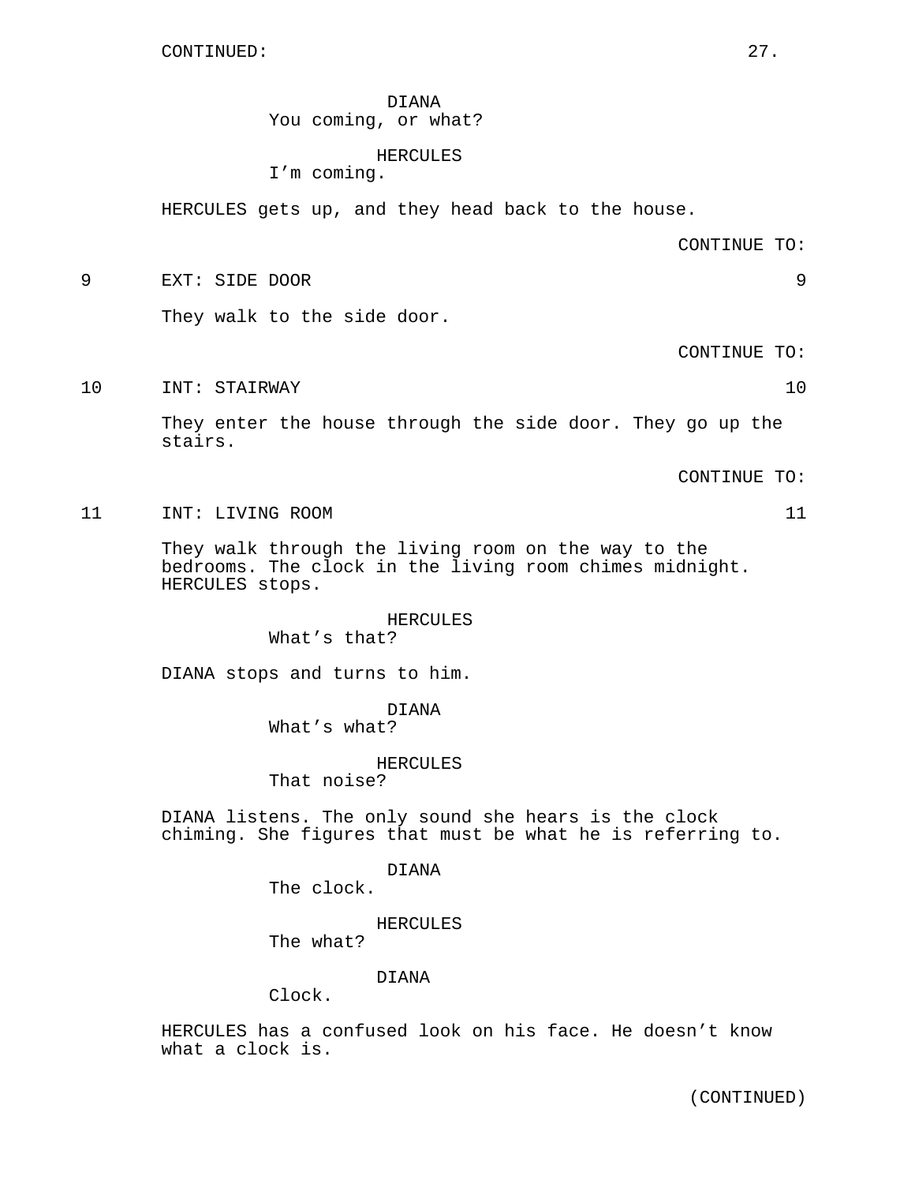CONTINUED:

DIANA
You coming, or what?

HERCULES
I'm coming.

HERCULES gets up, and they head back to the house.

CONTINUE TO:

9 EXT: SIDE DOOR 9

They walk to the side door.

CONTINUE TO:

10 INT: STAIRWAY 10

They enter the house through the side door. They go up the stairs.

CONTINUE TO:

11 INT: LIVING ROOM 11

They walk through the living room on the way to the bedrooms. The clock in the living room chimes midnight. HERCULES stops.

HERCULES
What's that?

DIANA stops and turns to him.

DIANA
What's what?

HERCULES
That noise?

DIANA listens. The only sound she hears is the clock chiming. She figures that must be what he is referring to.

DIANA
The clock.

HERCULES
The what?

DIANA
Clock.

HERCULES has a confused look on his face. He doesn't know what a clock is.

(CONTINUED)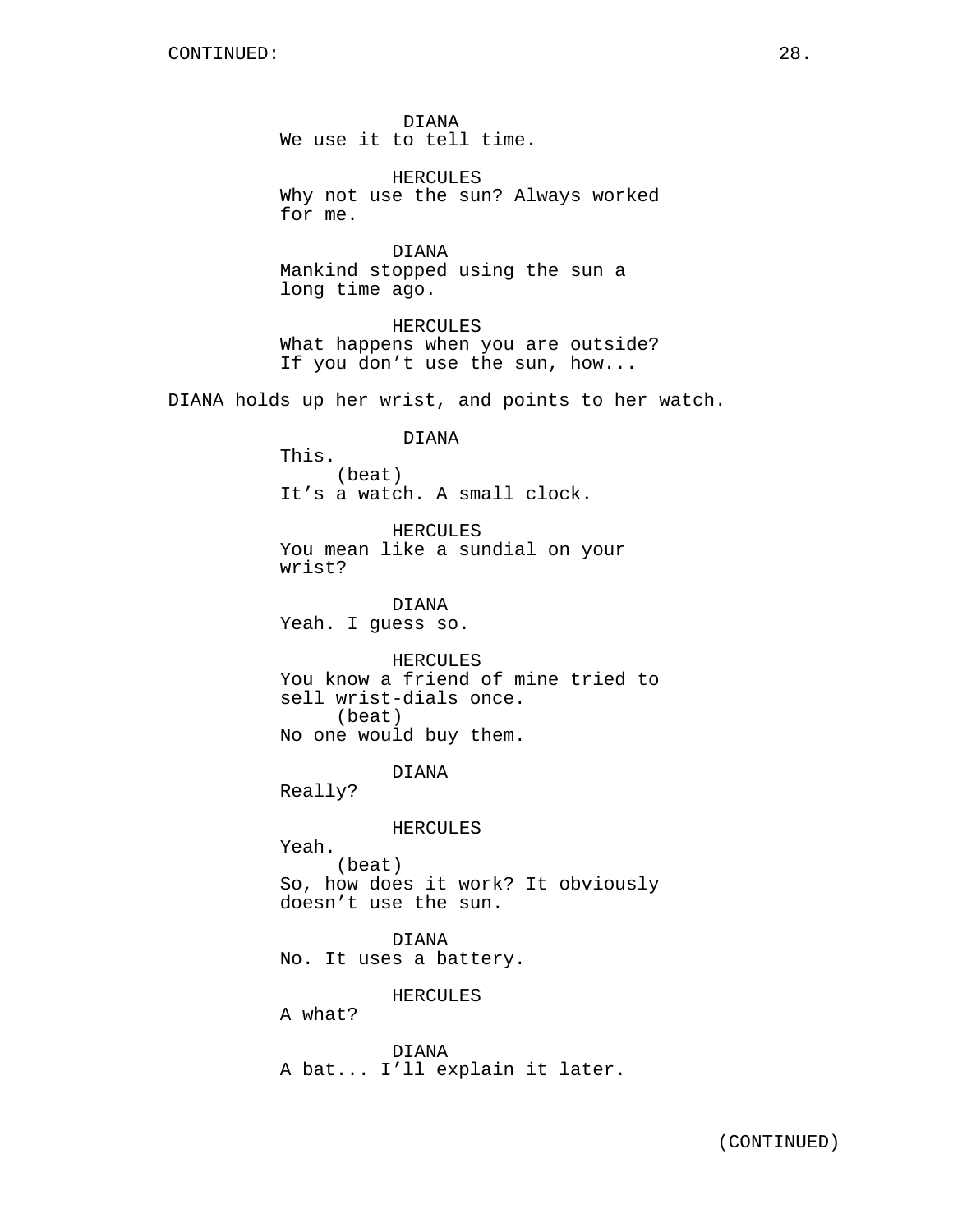CONTINUED:

DIANA
We use it to tell time.

HERCULES
Why not use the sun? Always worked for me.

DIANA
Mankind stopped using the sun a long time ago.

HERCULES
What happens when you are outside? If you don't use the sun, how...

DIANA holds up her wrist, and points to her watch.

DIANA
This.
(beat)
It's a watch. A small clock.

HERCULES
You mean like a sundial on your wrist?

DIANA
Yeah. I guess so.

HERCULES
You know a friend of mine tried to sell wrist-dials once.
(beat)
No one would buy them.

DIANA
Really?

HERCULES
Yeah.
(beat)
So, how does it work? It obviously doesn't use the sun.

DIANA
No. It uses a battery.

HERCULES
A what?

DIANA
A bat... I'll explain it later.

(CONTINUED)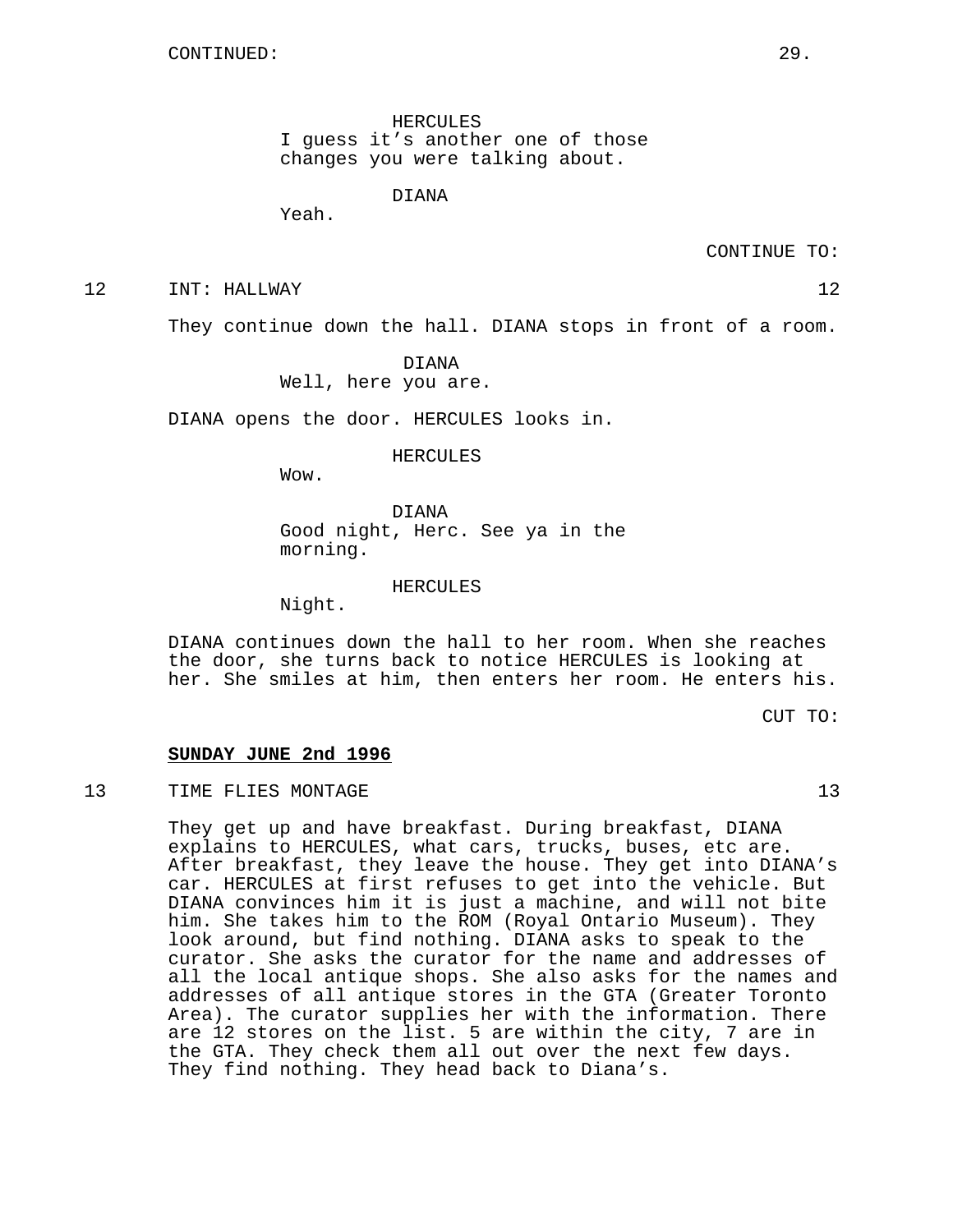CONTINUED:

HERCULES
I guess it's another one of those changes you were talking about.

DIANA
Yeah.

CONTINUE TO:

12 INT: HALLWAY 12

They continue down the hall. DIANA stops in front of a room.

DIANA
Well, here you are.

DIANA opens the door. HERCULES looks in.

HERCULES
Wow.

DIANA
Good night, Herc. See ya in the morning.

HERCULES
Night.

DIANA continues down the hall to her room. When she reaches the door, she turns back to notice HERCULES is looking at her. She smiles at him, then enters her room. He enters his.

CUT TO:

**SUNDAY JUNE 2nd 1996**

13 TIME FLIES MONTAGE 13

They get up and have breakfast. During breakfast, DIANA explains to HERCULES, what cars, trucks, buses, etc are. After breakfast, they leave the house. They get into DIANA's car. HERCULES at first refuses to get into the vehicle. But DIANA convinces him it is just a machine, and will not bite him. She takes him to the ROM (Royal Ontario Museum). They look around, but find nothing. DIANA asks to speak to the curator. She asks the curator for the name and addresses of all the local antique shops. She also asks for the names and addresses of all antique stores in the GTA (Greater Toronto Area). The curator supplies her with the information. There are 12 stores on the list. 5 are within the city, 7 are in the GTA. They check them all out over the next few days. They find nothing. They head back to Diana's.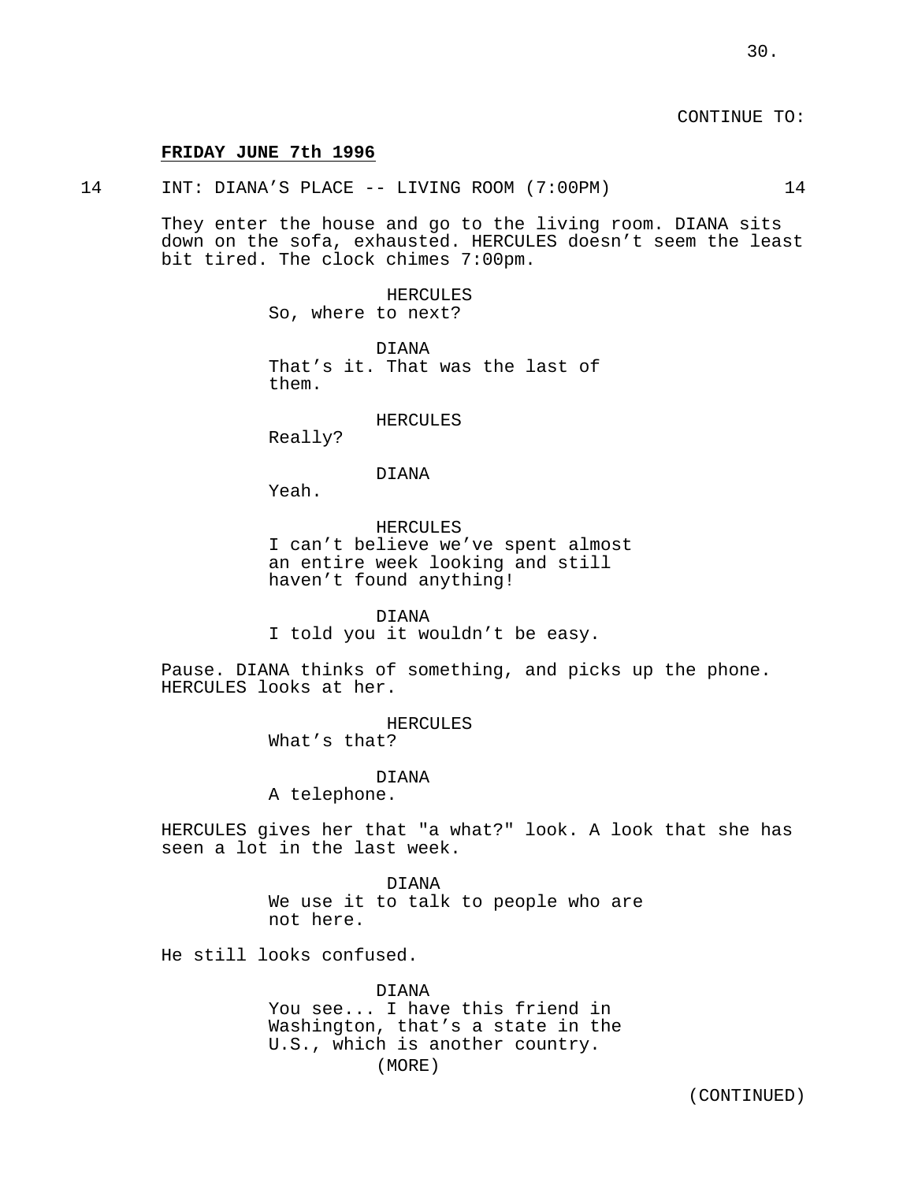CONTINUE TO:

**FRIDAY JUNE 7th 1996**

14 INT: DIANA'S PLACE -- LIVING ROOM (7:00PM) 14

They enter the house and go to the living room. DIANA sits down on the sofa, exhausted. HERCULES doesn't seem the least bit tired. The clock chimes 7:00pm.

HERCULES
So, where to next?

DIANA
That's it. That was the last of them.

HERCULES
Really?

DIANA
Yeah.

HERCULES
I can't believe we've spent almost an entire week looking and still haven't found anything!

DIANA
I told you it wouldn't be easy.

Pause. DIANA thinks of something, and picks up the phone. HERCULES looks at her.

HERCULES
What's that?

DIANA
A telephone.

HERCULES gives her that "a what?" look. A look that she has seen a lot in the last week.

DIANA
We use it to talk to people who are not here.

He still looks confused.

DIANA
You see... I have this friend in Washington, that's a state in the U.S., which is another country.
(MORE)

(CONTINUED)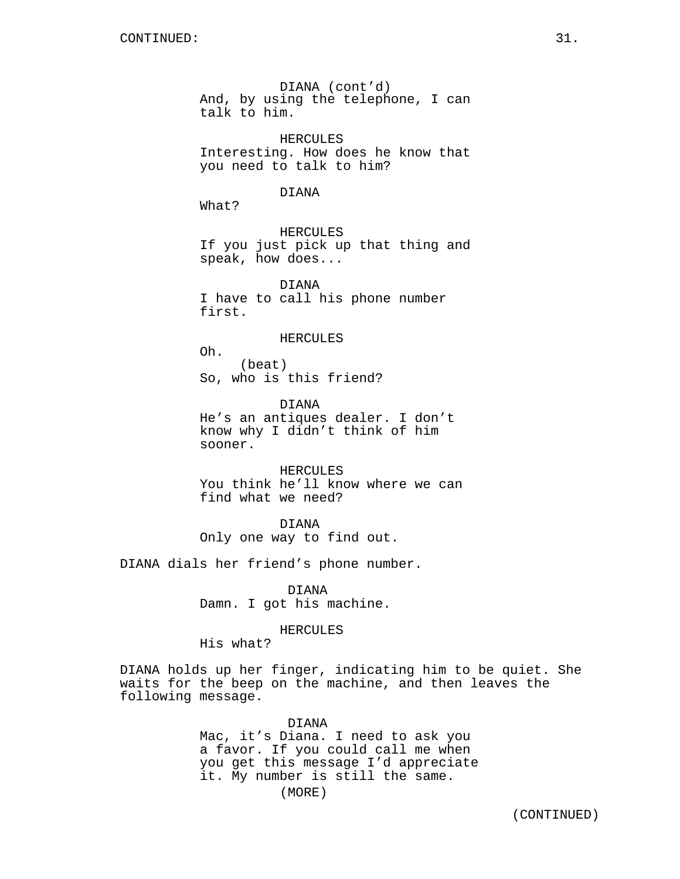DIANA (cont'd)
And, by using the telephone, I can talk to him.

HERCULES
Interesting. How does he know that you need to talk to him?

DIANA
What?

HERCULES
If you just pick up that thing and speak, how does...

DIANA
I have to call his phone number first.

HERCULES
Oh.
(beat)
So, who is this friend?

DIANA
He's an antiques dealer. I don't know why I didn't think of him sooner.

HERCULES
You think he'll know where we can find what we need?

DIANA
Only one way to find out.

DIANA dials her friend's phone number.

DIANA
Damn. I got his machine.

HERCULES
His what?

DIANA holds up her finger, indicating him to be quiet. She waits for the beep on the machine, and then leaves the following message.

DIANA
Mac, it's Diana. I need to ask you a favor. If you could call me when you get this message I'd appreciate it. My number is still the same.
(MORE)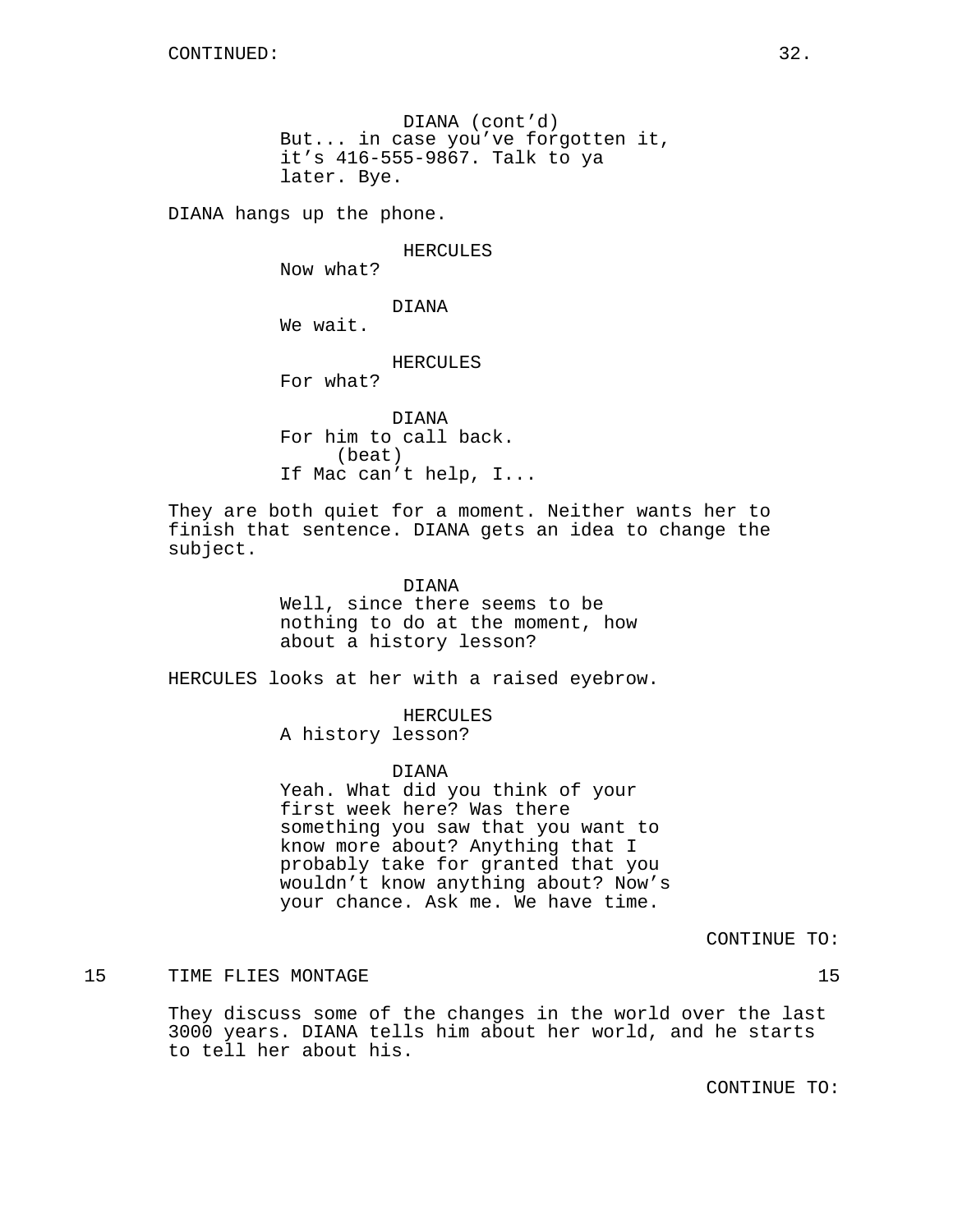CONTINUED:

DIANA (cont'd)
But... in case you've forgotten it, it's 416-555-9867. Talk to ya later. Bye.

DIANA hangs up the phone.

HERCULES
Now what?

DIANA
We wait.

HERCULES
For what?

DIANA
For him to call back.
(beat)
If Mac can't help, I...

They are both quiet for a moment. Neither wants her to finish that sentence. DIANA gets an idea to change the subject.

DIANA
Well, since there seems to be nothing to do at the moment, how about a history lesson?

HERCULES looks at her with a raised eyebrow.

HERCULES
A history lesson?

DIANA
Yeah. What did you think of your first week here? Was there something you saw that you want to know more about? Anything that I probably take for granted that you wouldn't know anything about? Now's your chance. Ask me. We have time.

CONTINUE TO:

15 TIME FLIES MONTAGE 15

They discuss some of the changes in the world over the last 3000 years. DIANA tells him about her world, and he starts to tell her about his.

CONTINUE TO: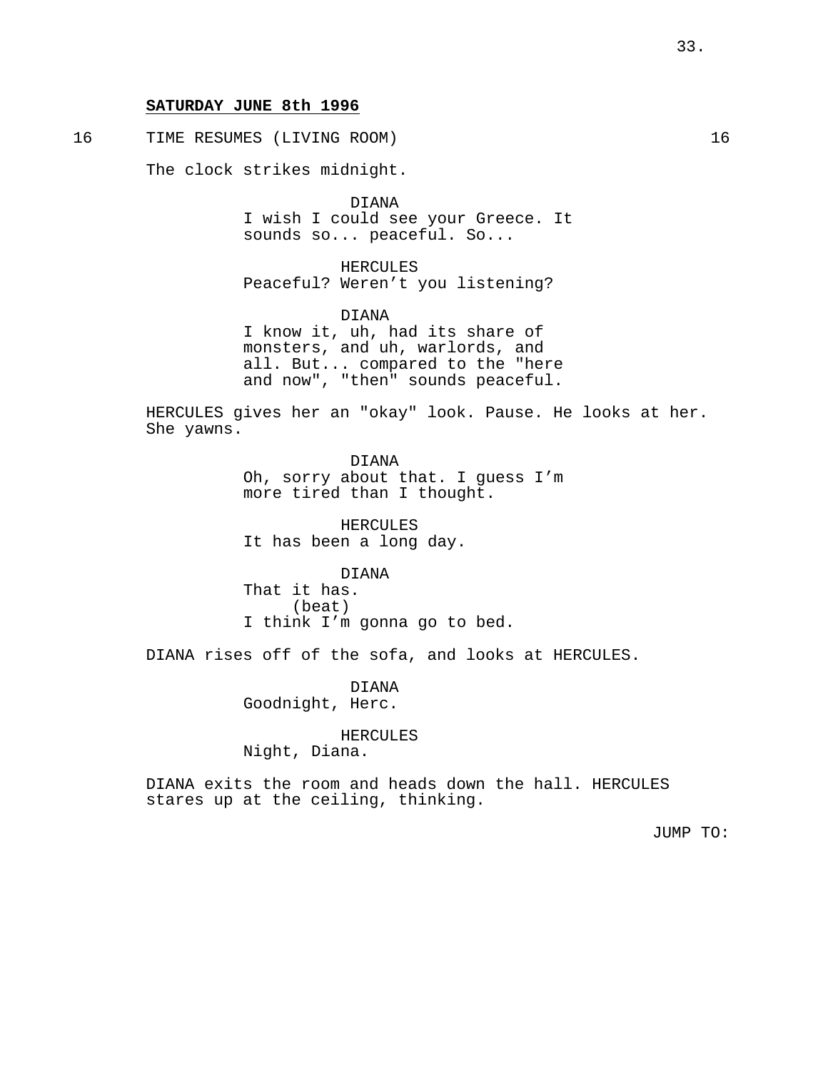**SATURDAY JUNE 8th 1996**

16 TIME RESUMES (LIVING ROOM) 16

The clock strikes midnight.

DIANA
I wish I could see your Greece. It sounds so... peaceful. So...

HERCULES
Peaceful? Weren't you listening?

DIANA
I know it, uh, had its share of monsters, and uh, warlords, and all. But... compared to the "here and now", "then" sounds peaceful.

HERCULES gives her an "okay" look. Pause. He looks at her. She yawns.

DIANA
Oh, sorry about that. I guess I'm more tired than I thought.

HERCULES
It has been a long day.

DIANA
That it has.
(beat)
I think I'm gonna go to bed.

DIANA rises off of the sofa, and looks at HERCULES.

DIANA
Goodnight, Herc.

HERCULES
Night, Diana.

DIANA exits the room and heads down the hall. HERCULES stares up at the ceiling, thinking.

JUMP TO: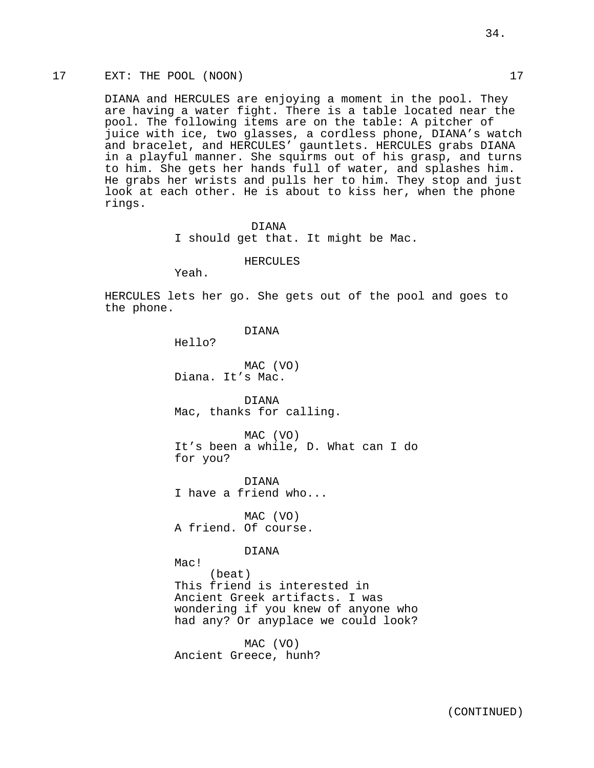17 EXT: THE POOL (NOON) 17

DIANA and HERCULES are enjoying a moment in the pool. They are having a water fight. There is a table located near the pool. The following items are on the table: A pitcher of juice with ice, two glasses, a cordless phone, DIANA's watch and bracelet, and HERCULES' gauntlets. HERCULES grabs DIANA in a playful manner. She squirms out of his grasp, and turns to him. She gets her hands full of water, and splashes him. He grabs her wrists and pulls her to him. They stop and just look at each other. He is about to kiss her, when the phone rings.

DIANA
I should get that. It might be Mac.

HERCULES
Yeah.

HERCULES lets her go. She gets out of the pool and goes to the phone.

DIANA
Hello?

MAC (VO)
Diana. It's Mac.

DIANA
Mac, thanks for calling.

MAC (VO)
It's been a while, D. What can I do for you?

DIANA
I have a friend who...

MAC (VO)
A friend. Of course.

DIANA
Mac!
(beat)
This friend is interested in Ancient Greek artifacts. I was wondering if you knew of anyone who had any? Or anyplace we could look?

MAC (VO)
Ancient Greece, hunh?

(CONTINUED)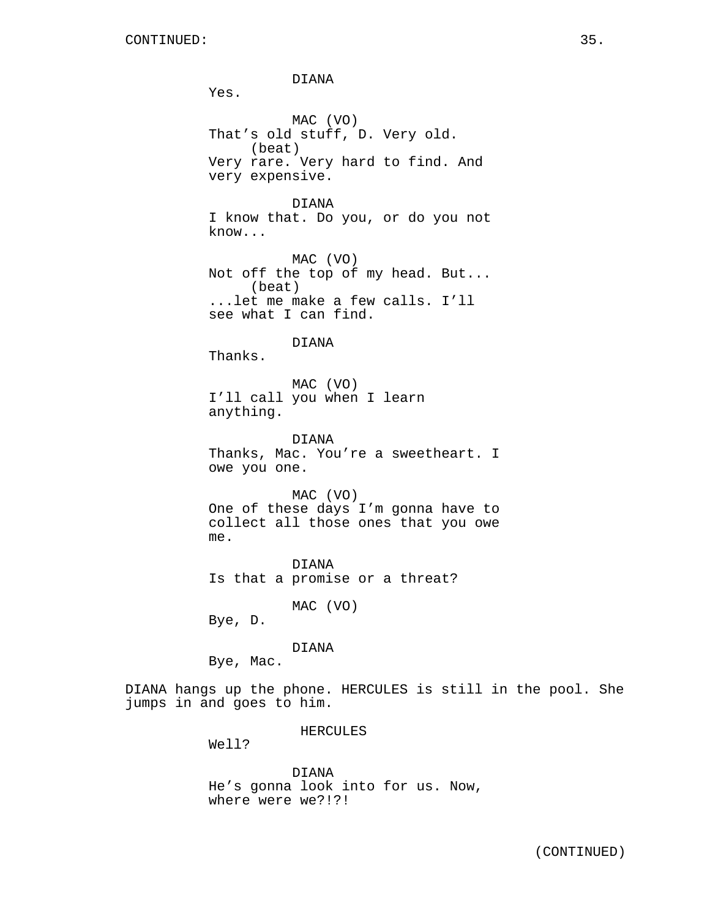DIANA
Yes.

MAC (VO)
That's old stuff, D. Very old.
(beat)
Very rare. Very hard to find. And very expensive.

DIANA
I know that. Do you, or do you not know...

MAC (VO)
Not off the top of my head. But...
(beat)
...let me make a few calls. I'll see what I can find.

DIANA
Thanks.

MAC (VO)
I'll call you when I learn anything.

DIANA
Thanks, Mac. You're a sweetheart. I owe you one.

MAC (VO)
One of these days I'm gonna have to collect all those ones that you owe me.

DIANA
Is that a promise or a threat?

MAC (VO)
Bye, D.

DIANA
Bye, Mac.

DIANA hangs up the phone. HERCULES is still in the pool. She jumps in and goes to him.

HERCULES
Well?

DIANA
He's gonna look into for us. Now, where were we?!?!

(CONTINUED)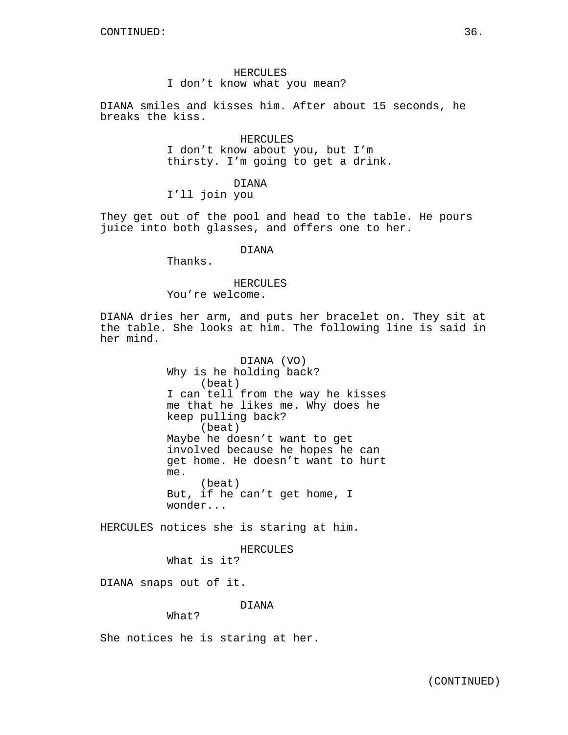HERCULES
I don't know what you mean?

DIANA smiles and kisses him. After about 15 seconds, he breaks the kiss.

HERCULES
I don't know about you, but I'm thirsty. I'm going to get a drink.

DIANA
I'll join you

They get out of the pool and head to the table. He pours juice into both glasses, and offers one to her.

DIANA
Thanks.

HERCULES
You're welcome.

DIANA dries her arm, and puts her bracelet on. They sit at the table. She looks at him. The following line is said in her mind.

DIANA (VO)
Why is he holding back?
(beat)
I can tell from the way he kisses me that he likes me. Why does he keep pulling back?
(beat)
Maybe he doesn't want to get involved because he hopes he can get home. He doesn't want to hurt me.
(beat)
But, if he can't get home, I wonder...

HERCULES notices she is staring at him.

HERCULES
What is it?

DIANA snaps out of it.

DIANA
What?

She notices he is staring at her.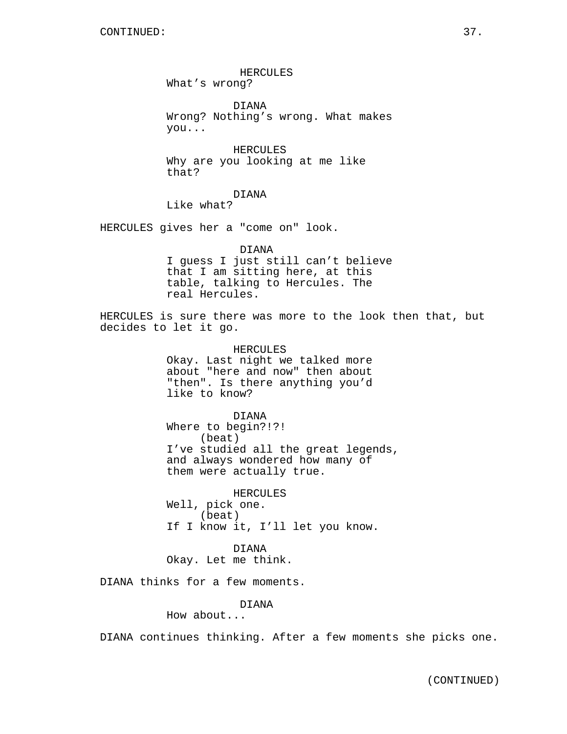CONTINUED:

HERCULES
What’s wrong?

DIANA
Wrong? Nothing’s wrong. What makes you...

HERCULES
Why are you looking at me like that?

DIANA
Like what?

HERCULES gives her a "come on" look.

DIANA
I guess I just still can’t believe that I am sitting here, at this table, talking to Hercules. The real Hercules.

HERCULES is sure there was more to the look then that, but decides to let it go.

HERCULES
Okay. Last night we talked more about "here and now" then about "then". Is there anything you’d like to know?

DIANA
Where to begin?!?!
(beat)
I’ve studied all the great legends, and always wondered how many of them were actually true.

HERCULES
Well, pick one.
(beat)
If I know it, I’ll let you know.

DIANA
Okay. Let me think.

DIANA thinks for a few moments.

DIANA
How about...

DIANA continues thinking. After a few moments she picks one.

(CONTINUED)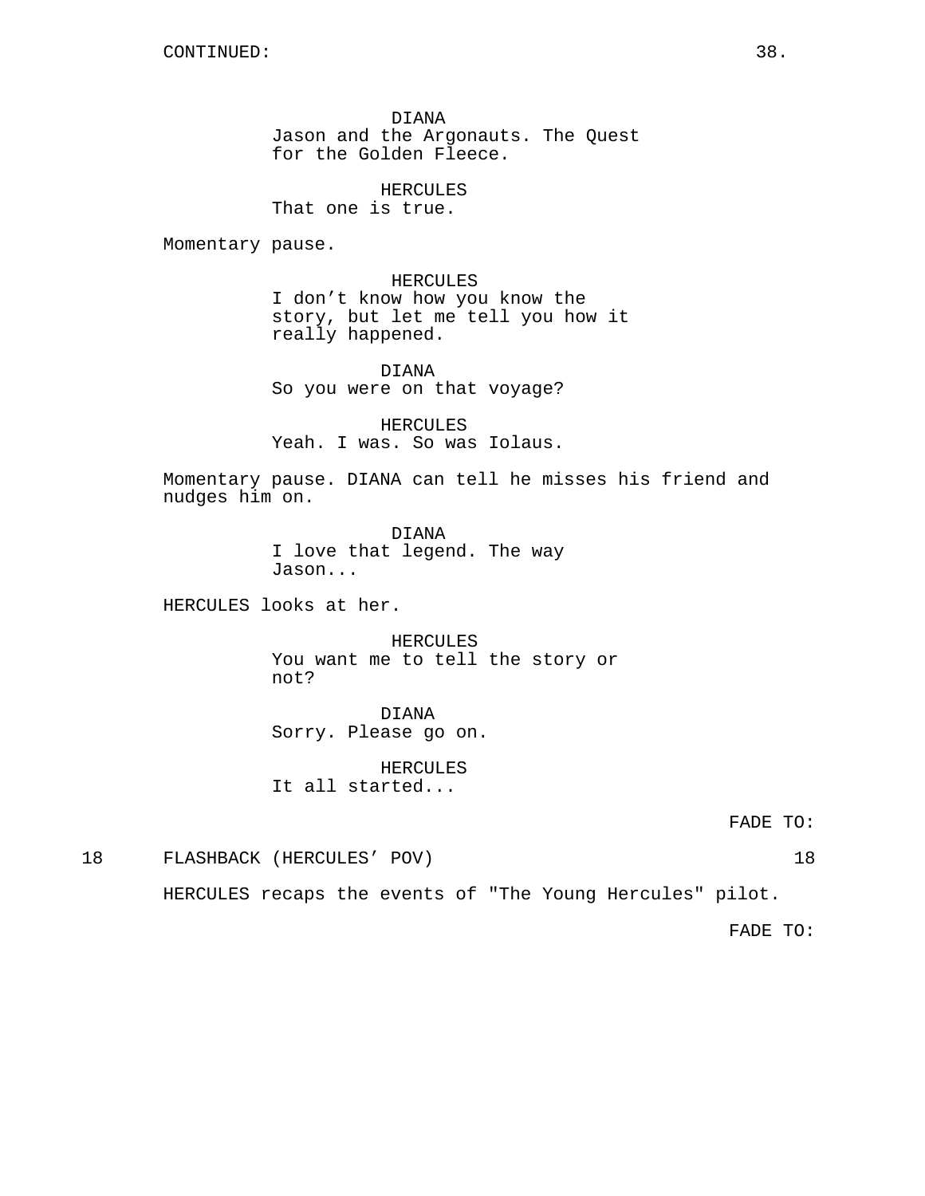CONTINUED:

DIANA
Jason and the Argonauts. The Quest for the Golden Fleece.

HERCULES
That one is true.

Momentary pause.

HERCULES
I don’t know how you know the story, but let me tell you how it really happened.

DIANA
So you were on that voyage?

HERCULES
Yeah. I was. So was Iolaus.

Momentary pause. DIANA can tell he misses his friend and nudges him on.

DIANA
I love that legend. The way Jason...

HERCULES looks at her.

HERCULES
You want me to tell the story or not?

DIANA
Sorry. Please go on.

HERCULES
It all started...

FADE TO:

18 FLASHBACK (HERCULES’ POV) 18

HERCULES recaps the events of "The Young Hercules" pilot.

FADE TO: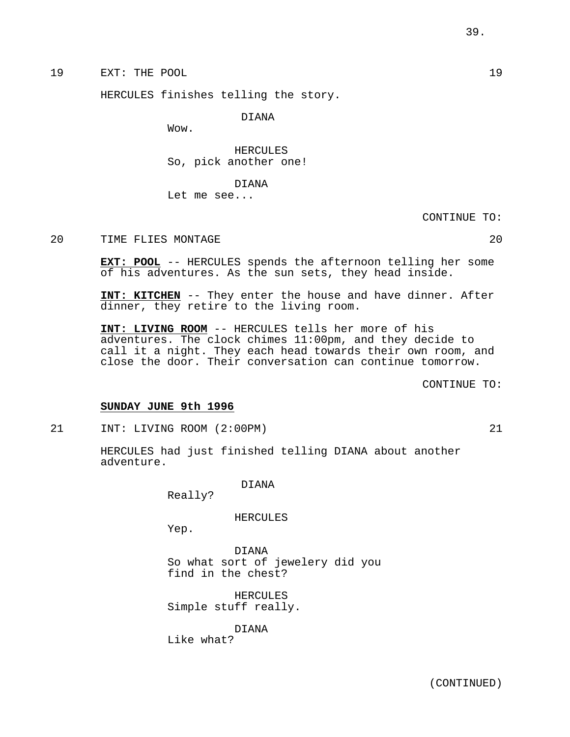19 EXT: THE POOL 19

HERCULES finishes telling the story.

DIANA
Wow.

HERCULES
So, pick another one!

DIANA
Let me see...

CONTINUE TO:

20 TIME FLIES MONTAGE 20

**EXT: POOL** -- HERCULES spends the afternoon telling her some of his adventures. As the sun sets, they head inside.

**INT: KITCHEN** -- They enter the house and have dinner. After dinner, they retire to the living room.

**INT: LIVING ROOM** -- HERCULES tells her more of his adventures. The clock chimes 11:00pm, and they decide to call it a night. They each head towards their own room, and close the door. Their conversation can continue tomorrow.

CONTINUE TO:

**SUNDAY JUNE 9th 1996**

21 INT: LIVING ROOM (2:00PM) 21

HERCULES had just finished telling DIANA about another adventure.

DIANA
Really?

HERCULES
Yep.

DIANA
So what sort of jewelery did you find in the chest?

HERCULES
Simple stuff really.

DIANA
Like what?

(CONTINUED)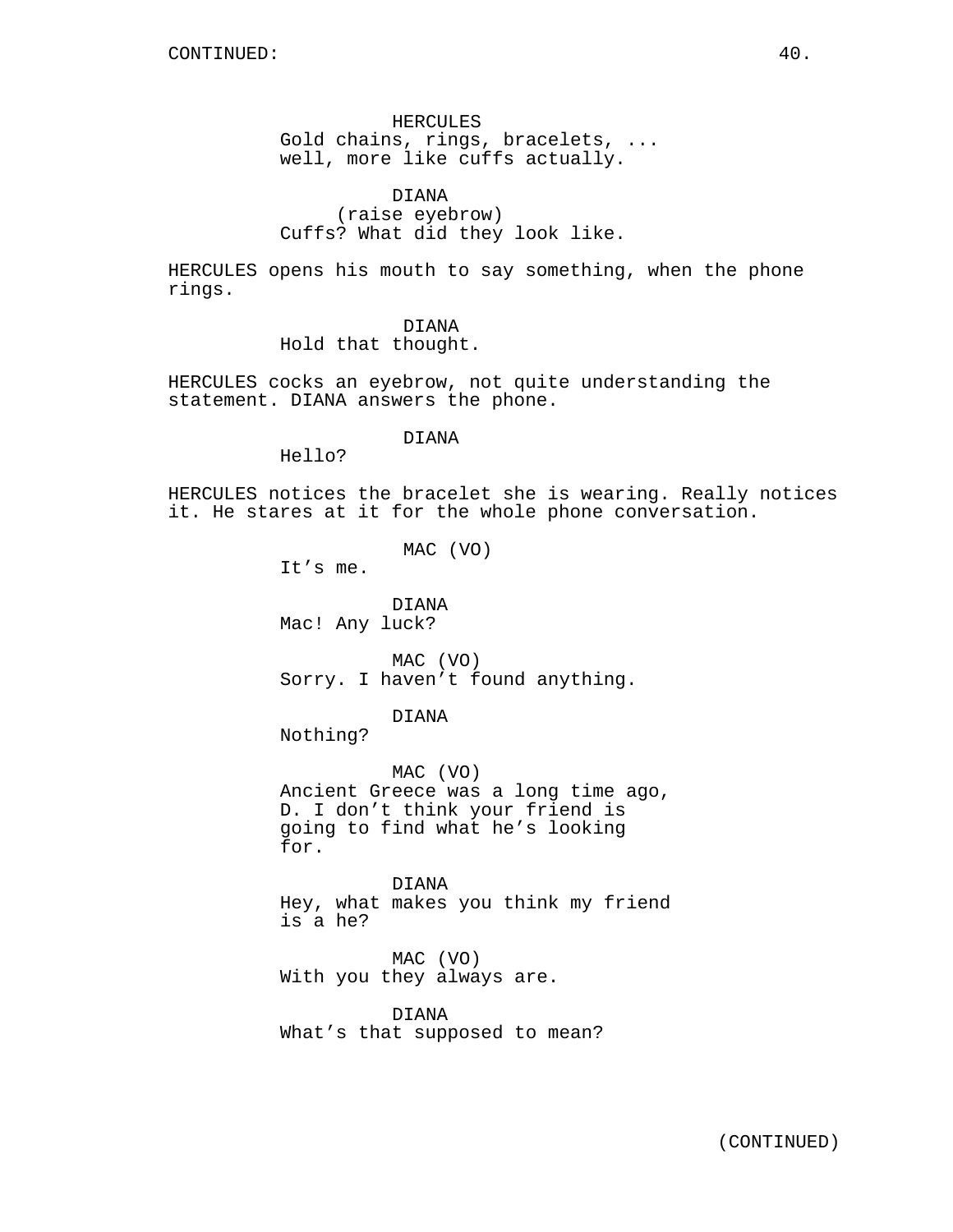CONTINUED:

HERCULES
Gold chains, rings, bracelets, ... well, more like cuffs actually.

DIANA
(raise eyebrow)
Cuffs? What did they look like.

HERCULES opens his mouth to say something, when the phone rings.

DIANA
Hold that thought.

HERCULES cocks an eyebrow, not quite understanding the statement. DIANA answers the phone.

DIANA
Hello?

HERCULES notices the bracelet she is wearing. Really notices it. He stares at it for the whole phone conversation.

MAC (VO)
It's me.

DIANA
Mac! Any luck?

MAC (VO)
Sorry. I haven't found anything.

DIANA
Nothing?

MAC (VO)
Ancient Greece was a long time ago, D. I don't think your friend is going to find what he's looking for.

DIANA
Hey, what makes you think my friend is a he?

MAC (VO)
With you they always are.

DIANA
What's that supposed to mean?

(CONTINUED)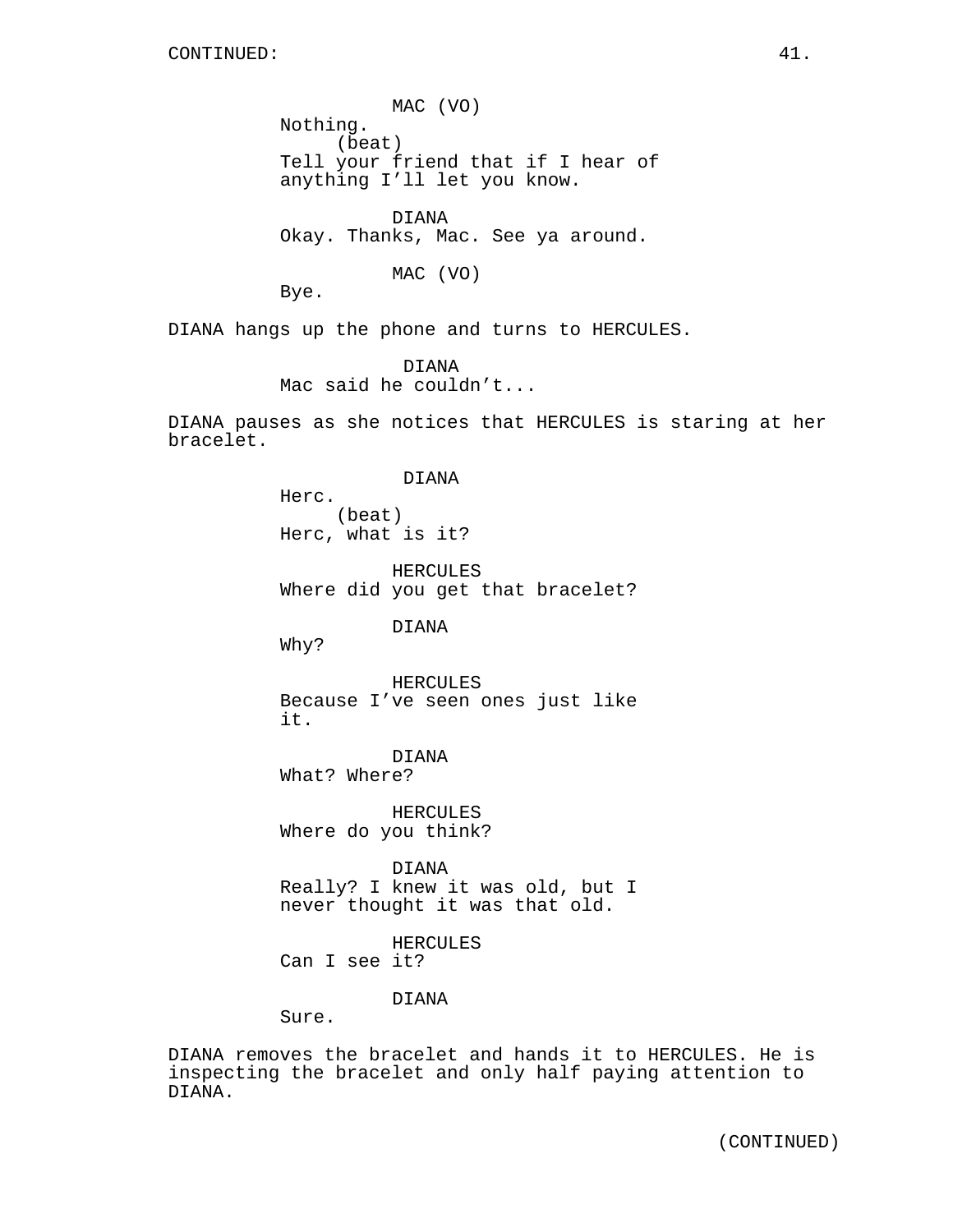MAC (VO)
Nothing.
(beat)
Tell your friend that if I hear of anything I'll let you know.

DIANA
Okay. Thanks, Mac. See ya around.

MAC (VO)
Bye.

DIANA hangs up the phone and turns to HERCULES.

DIANA
Mac said he couldn't...

DIANA pauses as she notices that HERCULES is staring at her bracelet.

DIANA
Herc.
(beat)
Herc, what is it?

HERCULES
Where did you get that bracelet?

DIANA
Why?

HERCULES
Because I've seen ones just like it.

DIANA
What? Where?

HERCULES
Where do you think?

DIANA
Really? I knew it was old, but I never thought it was that old.

HERCULES
Can I see it?

DIANA
Sure.

DIANA removes the bracelet and hands it to HERCULES. He is inspecting the bracelet and only half paying attention to DIANA.

(CONTINUED)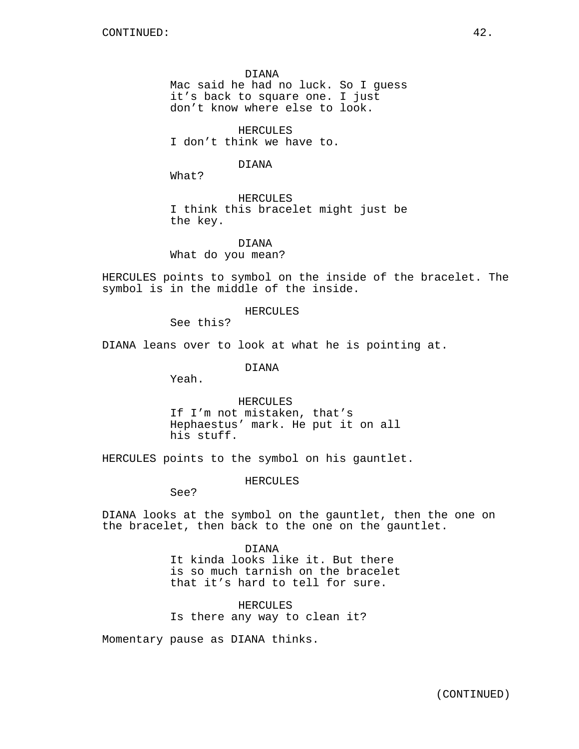CONTINUED:

DIANA
Mac said he had no luck. So I guess it’s back to square one. I just don’t know where else to look.

HERCULES
I don’t think we have to.

DIANA
What?

HERCULES
I think this bracelet might just be the key.

DIANA
What do you mean?

HERCULES points to symbol on the inside of the bracelet. The symbol is in the middle of the inside.

HERCULES
See this?

DIANA leans over to look at what he is pointing at.

DIANA
Yeah.

HERCULES
If I’m not mistaken, that’s Hephaestus’ mark. He put it on all his stuff.

HERCULES points to the symbol on his gauntlet.

HERCULES
See?

DIANA looks at the symbol on the gauntlet, then the one on the bracelet, then back to the one on the gauntlet.

DIANA
It kinda looks like it. But there is so much tarnish on the bracelet that it’s hard to tell for sure.

HERCULES
Is there any way to clean it?

Momentary pause as DIANA thinks.

(CONTINUED)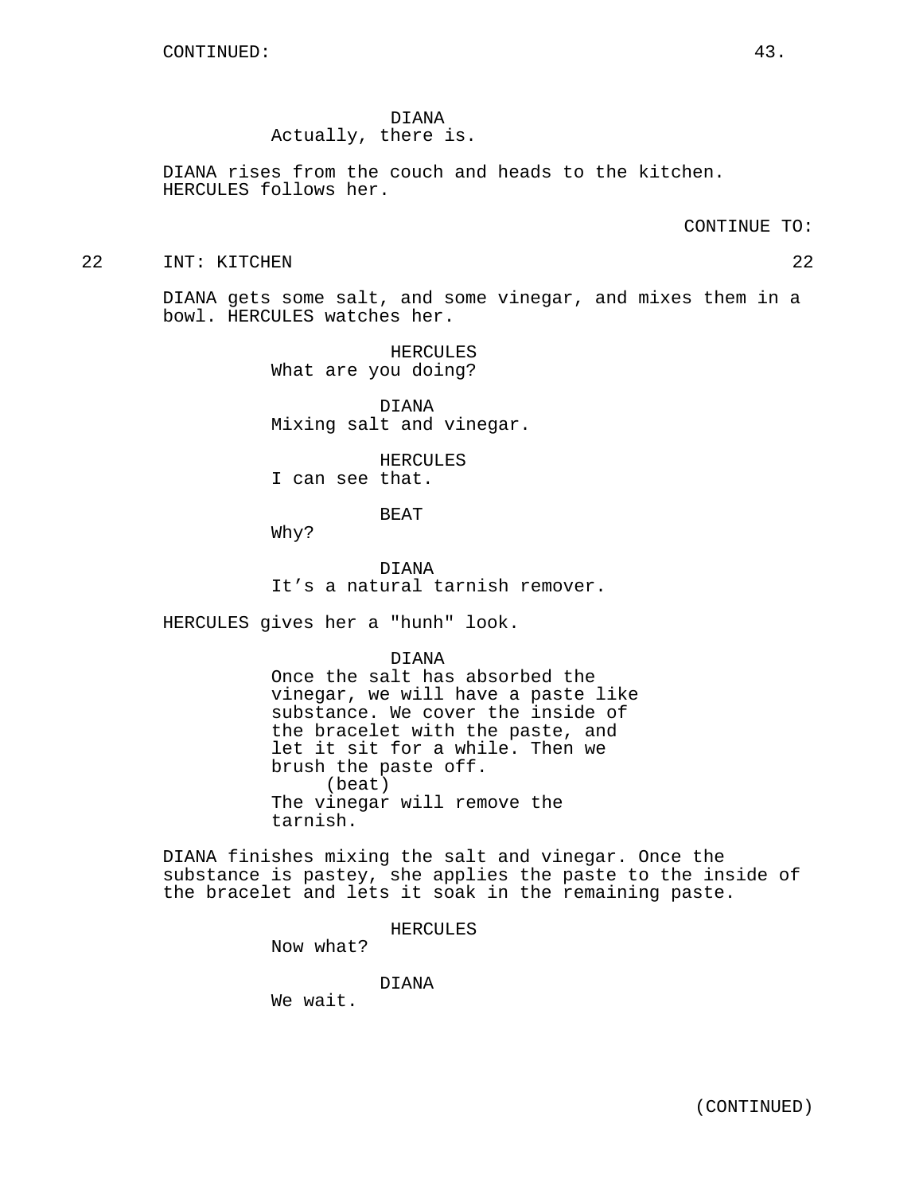CONTINUED:

DIANA
Actually, there is.

DIANA rises from the couch and heads to the kitchen. HERCULES follows her.

CONTINUE TO:

22 INT: KITCHEN 22

DIANA gets some salt, and some vinegar, and mixes them in a bowl. HERCULES watches her.

HERCULES
What are you doing?

DIANA
Mixing salt and vinegar.

HERCULES
I can see that.

BEAT

Why?

DIANA
It's a natural tarnish remover.

HERCULES gives her a "hunh" look.

DIANA
Once the salt has absorbed the vinegar, we will have a paste like substance. We cover the inside of the bracelet with the paste, and let it sit for a while. Then we brush the paste off.
(beat)
The vinegar will remove the tarnish.

DIANA finishes mixing the salt and vinegar. Once the substance is pastey, she applies the paste to the inside of the bracelet and lets it soak in the remaining paste.

HERCULES
Now what?

DIANA
We wait.

(CONTINUED)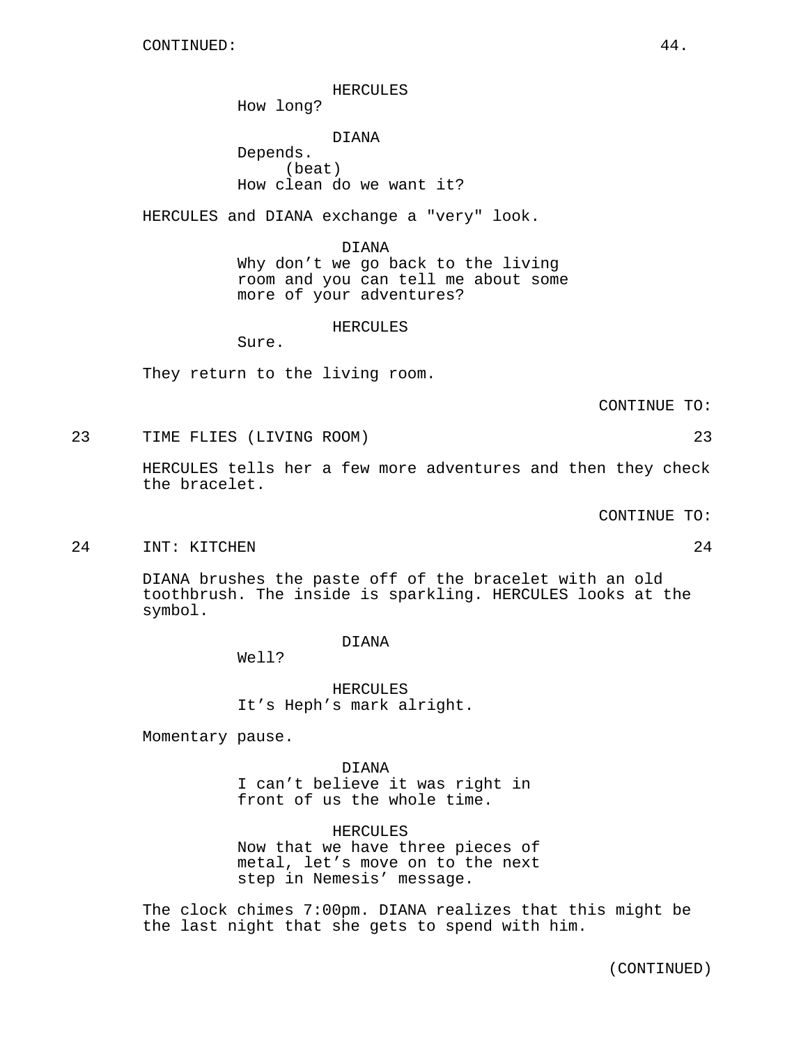CONTINUED:

HERCULES
How long?

DIANA
Depends.
(beat)
How clean do we want it?

HERCULES and DIANA exchange a "very" look.

DIANA
Why don't we go back to the living room and you can tell me about some more of your adventures?

HERCULES
Sure.

They return to the living room.

CONTINUE TO:

23 TIME FLIES (LIVING ROOM) 23

HERCULES tells her a few more adventures and then they check the bracelet.

CONTINUE TO:

24 INT: KITCHEN 24

DIANA brushes the paste off of the bracelet with an old toothbrush. The inside is sparkling. HERCULES looks at the symbol.

DIANA
Well?

HERCULES
It's Heph's mark alright.

Momentary pause.

DIANA
I can't believe it was right in front of us the whole time.

HERCULES
Now that we have three pieces of metal, let's move on to the next step in Nemesis' message.

The clock chimes 7:00pm. DIANA realizes that this might be the last night that she gets to spend with him.

(CONTINUED)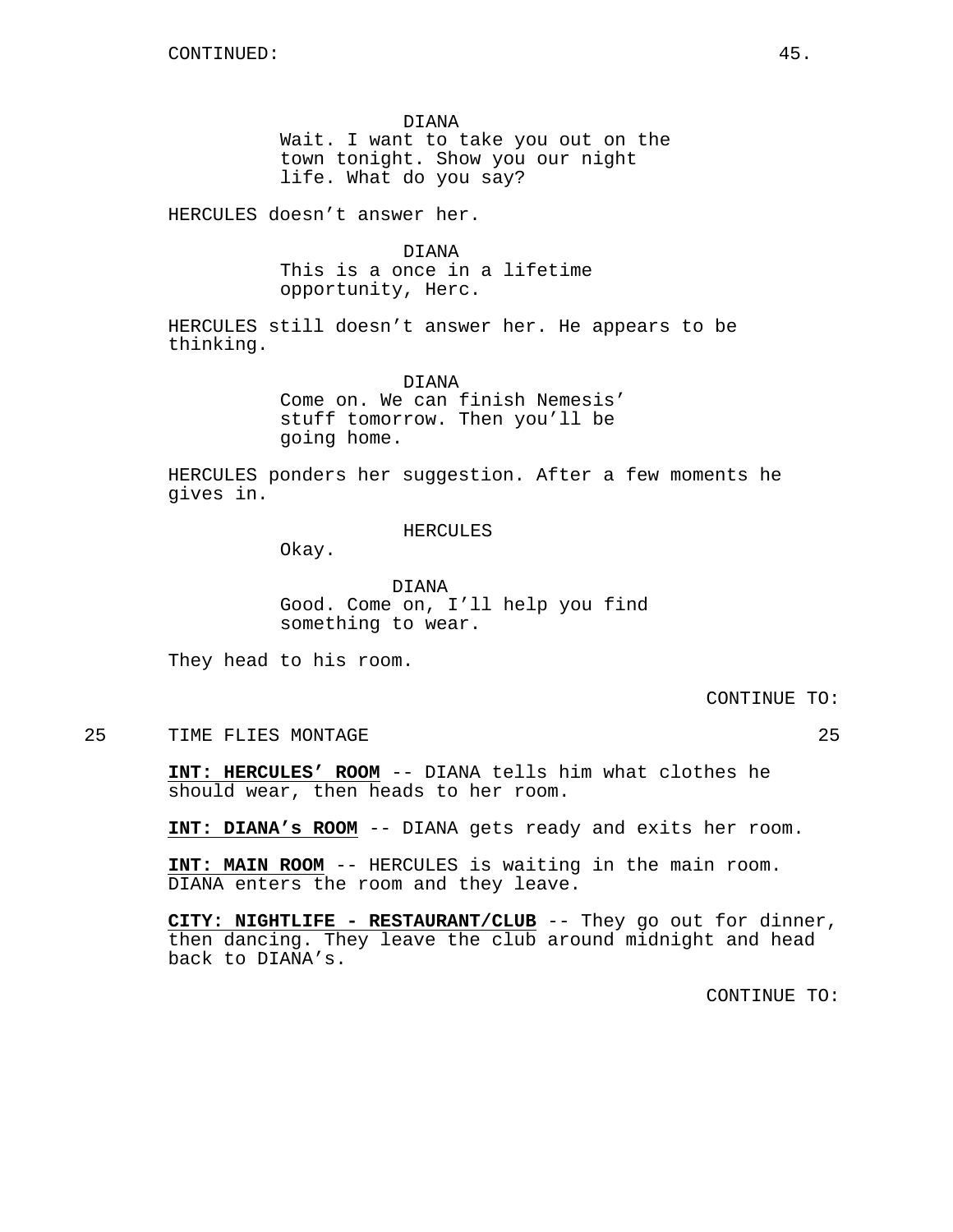CONTINUED:

DIANA
Wait. I want to take you out on the town tonight. Show you our night life. What do you say?

HERCULES doesn't answer her.

DIANA
This is a once in a lifetime opportunity, Herc.

HERCULES still doesn't answer her. He appears to be thinking.

DIANA
Come on. We can finish Nemesis' stuff tomorrow. Then you'll be going home.

HERCULES ponders her suggestion. After a few moments he gives in.

HERCULES
Okay.

DIANA
Good. Come on, I'll help you find something to wear.

They head to his room.

CONTINUE TO:

25 TIME FLIES MONTAGE 25

**INT: HERCULES' ROOM** -- DIANA tells him what clothes he should wear, then heads to her room.

**INT: DIANA's ROOM** -- DIANA gets ready and exits her room.

**INT: MAIN ROOM** -- HERCULES is waiting in the main room. DIANA enters the room and they leave.

**CITY: NIGHTLIFE - RESTAURANT/CLUB** -- They go out for dinner, then dancing. They leave the club around midnight and head back to DIANA's.

CONTINUE TO: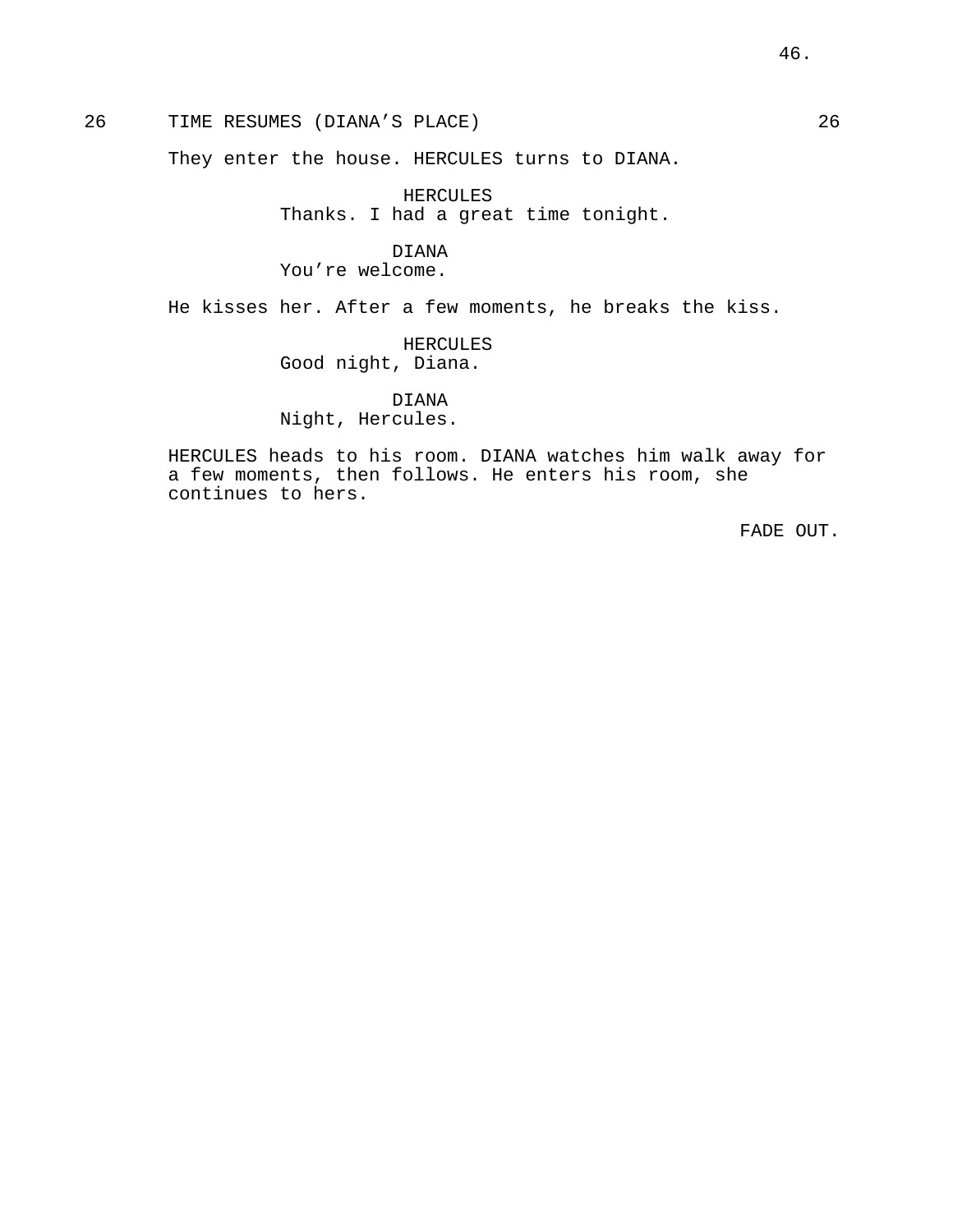26 TIME RESUMES (DIANA’S PLACE) 26

They enter the house. HERCULES turns to DIANA.

HERCULES
Thanks. I had a great time tonight.

DIANA
You’re welcome.

He kisses her. After a few moments, he breaks the kiss.

HERCULES
Good night, Diana.

DIANA
Night, Hercules.

HERCULES heads to his room. DIANA watches him walk away for a few moments, then follows. He enters his room, she continues to hers.

FADE OUT.